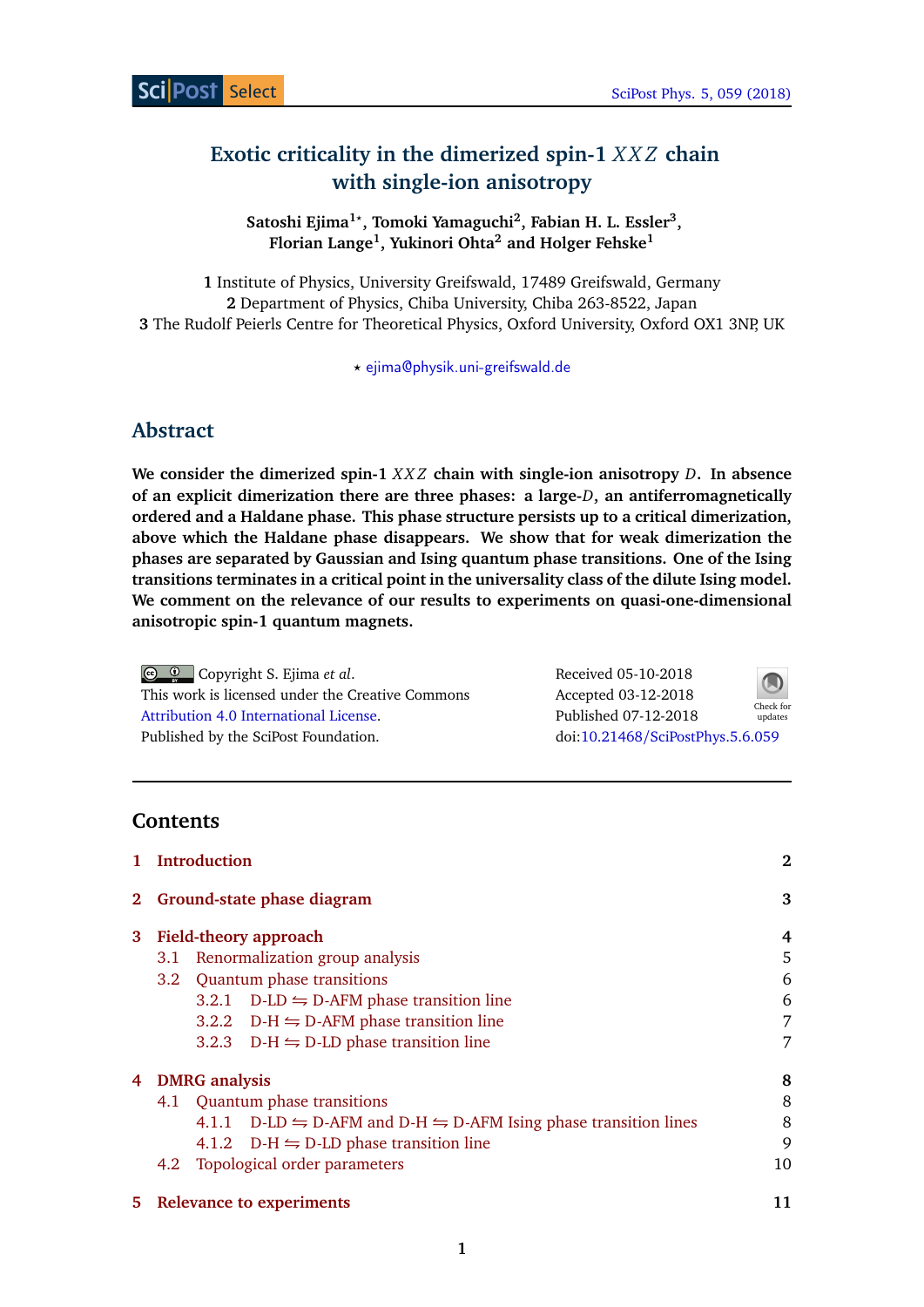# Exotic criticality in the dimerized spin-1 $XXZ$ chain with single-ion anisotropy

**Satoshi Ejima[1⋆], Tomoki Yamaguchi[2], Fabian H. L. Essler[3], Florian Lange[1], Yukinori Ohta[2] and Holger Fehske[1]**

**1** Institute of Physics, University Greifswald, 17489 Greifswald, Germany
**2** Department of Physics, Chiba University, Chiba 263-8522, Japan
**3** The Rudolf Peierls Centre for Theoretical Physics, Oxford University, Oxford OX1 3NP, UK

⋆ ejima@physik.uni-greifswald.de

## Abstract

**We consider the dimerized spin-1 $XXZ$ chain with single-ion anisotropy $D$. In absence of an explicit dimerization there are three phases: a large-$D$, an antiferromagnetically ordered and a Haldane phase. This phase structure persists up to a critical dimerization, above which the Haldane phase disappears. We show that for weak dimerization the phases are separated by Gaussian and Ising quantum phase transitions. One of the Ising transitions terminates in a critical point in the universality class of the dilute Ising model. We comment on the relevance of our results to experiments on quasi-one-dimensional anisotropic spin-1 quantum magnets.**

Copyright S. Ejima *et al*.
This work is licensed under the Creative Commons Attribution 4.0 International License.
Published by the SciPost Foundation.

Received 05-10-2018
Accepted 03-12-2018
Published 07-12-2018
doi:10.21468/SciPostPhys.5.6.059

---

## Contents

1 Introduction — 2

2 Ground-state phase diagram — 3

3 Field-theory approach — 4
- 3.1 Renormalization group analysis — 5
- 3.2 Quantum phase transitions — 6
  - 3.2.1 D-LD ⇋ D-AFM phase transition line — 6
  - 3.2.2 D-H ⇋ D-AFM phase transition line — 7
  - 3.2.3 D-H ⇋ D-LD phase transition line — 7

4 DMRG analysis — 8
- 4.1 Quantum phase transitions — 8
  - 4.1.1 D-LD ⇋ D-AFM and D-H ⇋ D-AFM Ising phase transition lines — 8
  - 4.1.2 D-H ⇋ D-LD phase transition line — 9
- 4.2 Topological order parameters — 10

5 Relevance to experiments — 11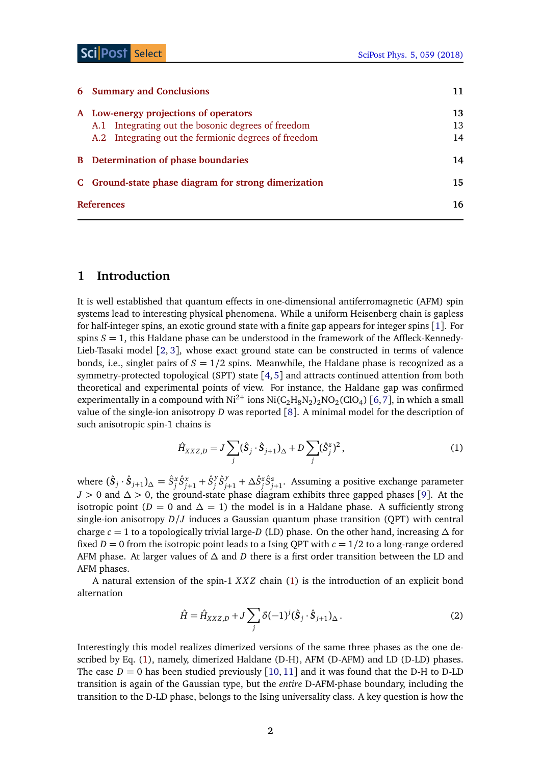| | | |
|---|---|---|
| **6** | **Summary and Conclusions** | **11** |
| **A** | **Low-energy projections of operators** | **13** |
| | A.1 Integrating out the bosonic degrees of freedom | 13 |
| | A.2 Integrating out the fermionic degrees of freedom | 14 |
| **B** | **Determination of phase boundaries** | **14** |
| **C** | **Ground-state phase diagram for strong dimerization** | **15** |
| | **References** | **16** |

## 1 Introduction

It is well established that quantum effects in one-dimensional antiferromagnetic (AFM) spin systems lead to interesting physical phenomena. While a uniform Heisenberg chain is gapless for half-integer spins, an exotic ground state with a finite gap appears for integer spins [1]. For spins $S = 1$, this Haldane phase can be understood in the framework of the Affleck-Kennedy-Lieb-Tasaki model [2, 3], whose exact ground state can be constructed in terms of valence bonds, i.e., singlet pairs of $S = 1/2$ spins. Meanwhile, the Haldane phase is recognized as a symmetry-protected topological (SPT) state [4, 5] and attracts continued attention from both theoretical and experimental points of view. For instance, the Haldane gap was confirmed experimentally in a compound with $Ni^{2+}$ ions $Ni(C_2H_8N_2)_2NO_2(ClO_4)$ [6, 7], in which a small value of the single-ion anisotropy $D$ was reported [8]. A minimal model for the description of such anisotropic spin-1 chains is

$$\hat{H}_{XXZ,D} = J\sum_{j}(\hat{\mathbf{S}}_j \cdot \hat{\mathbf{S}}_{j+1})_{\Delta} + D\sum_{j}(\hat{S}_j^z)^2\,, \tag{1}$$

where $(\hat{\mathbf{S}}_j \cdot \hat{\mathbf{S}}_{j+1})_{\Delta} = \hat{S}_j^x\hat{S}_{j+1}^x + \hat{S}_j^y\hat{S}_{j+1}^y + \Delta\hat{S}_j^z\hat{S}_{j+1}^z$. Assuming a positive exchange parameter $J > 0$ and $\Delta > 0$, the ground-state phase diagram exhibits three gapped phases [9]. At the isotropic point ($D = 0$ and $\Delta = 1$) the model is in a Haldane phase. A sufficiently strong single-ion anisotropy $D/J$ induces a Gaussian quantum phase transition (QPT) with central charge $c = 1$ to a topologically trivial large-$D$ (LD) phase. On the other hand, increasing $\Delta$ for fixed $D = 0$ from the isotropic point leads to a Ising QPT with $c = 1/2$ to a long-range ordered AFM phase. At larger values of $\Delta$ and $D$ there is a first order transition between the LD and AFM phases.

A natural extension of the spin-1 $XXZ$ chain (1) is the introduction of an explicit bond alternation

$$\hat{H} = \hat{H}_{XXZ,D} + J\sum_{j}\delta(-1)^j(\hat{\mathbf{S}}_j \cdot \hat{\mathbf{S}}_{j+1})_{\Delta}\,. \tag{2}$$

Interestingly this model realizes dimerized versions of the same three phases as the one described by Eq. (1), namely, dimerized Haldane (D-H), AFM (D-AFM) and LD (D-LD) phases. The case $D = 0$ has been studied previously [10, 11] and it was found that the D-H to D-LD transition is again of the Gaussian type, but the *entire* D-AFM-phase boundary, including the transition to the D-LD phase, belongs to the Ising universality class. A key question is how the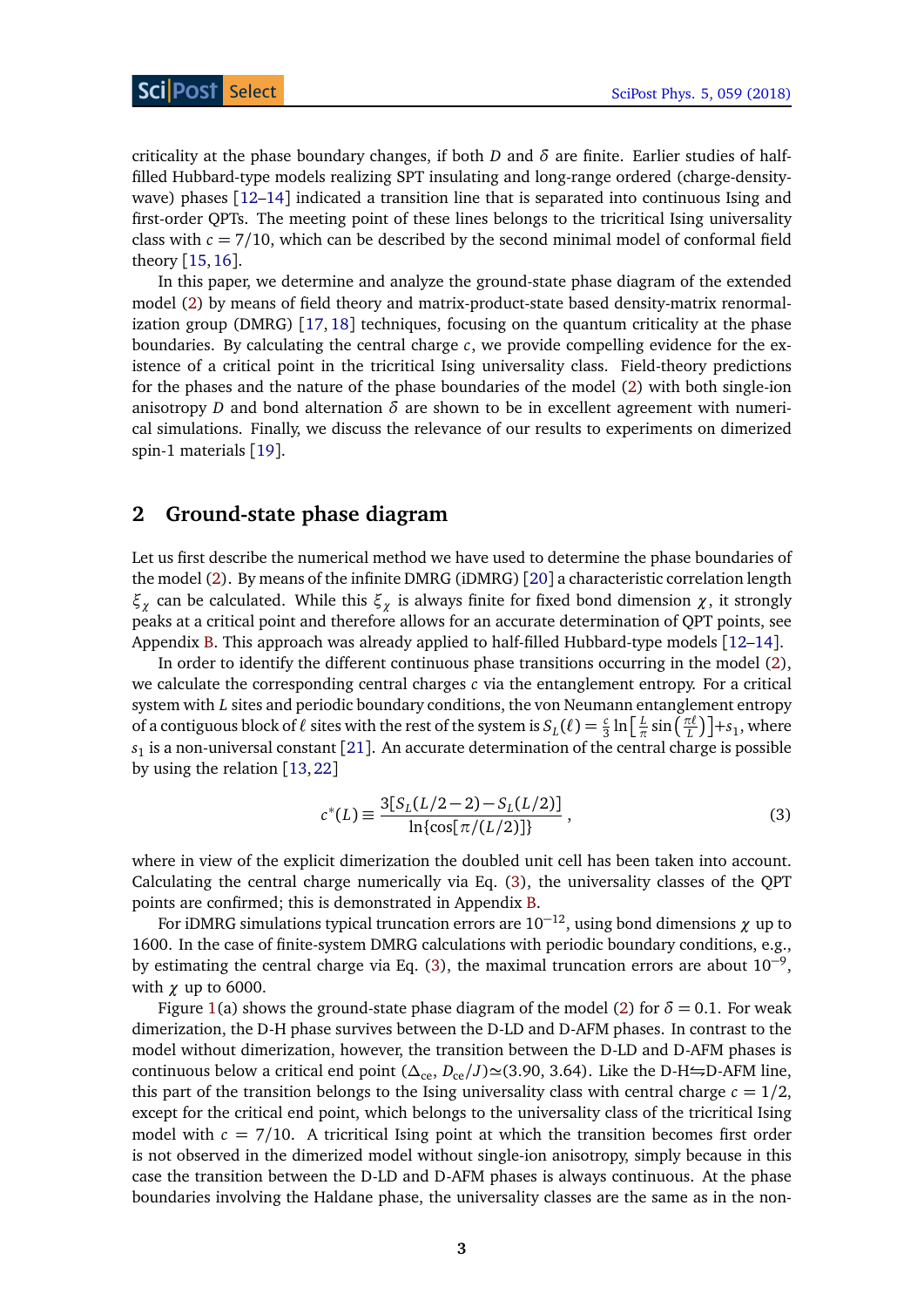criticality at the phase boundary changes, if both $D$ and $\delta$ are finite. Earlier studies of half-filled Hubbard-type models realizing SPT insulating and long-range ordered (charge-density-wave) phases [12–14] indicated a transition line that is separated into continuous Ising and first-order QPTs. The meeting point of these lines belongs to the tricritical Ising universality class with $c = 7/10$, which can be described by the second minimal model of conformal field theory [15, 16].

In this paper, we determine and analyze the ground-state phase diagram of the extended model (2) by means of field theory and matrix-product-state based density-matrix renormalization group (DMRG) [17, 18] techniques, focusing on the quantum criticality at the phase boundaries. By calculating the central charge $c$, we provide compelling evidence for the existence of a critical point in the tricritical Ising universality class. Field-theory predictions for the phases and the nature of the phase boundaries of the model (2) with both single-ion anisotropy $D$ and bond alternation $\delta$ are shown to be in excellent agreement with numerical simulations. Finally, we discuss the relevance of our results to experiments on dimerized spin-1 materials [19].

## 2 Ground-state phase diagram

Let us first describe the numerical method we have used to determine the phase boundaries of the model (2). By means of the infinite DMRG (iDMRG) [20] a characteristic correlation length $\xi_\chi$ can be calculated. While this $\xi_\chi$ is always finite for fixed bond dimension $\chi$, it strongly peaks at a critical point and therefore allows for an accurate determination of QPT points, see Appendix B. This approach was already applied to half-filled Hubbard-type models [12–14].

In order to identify the different continuous phase transitions occurring in the model (2), we calculate the corresponding central charges $c$ via the entanglement entropy. For a critical system with $L$ sites and periodic boundary conditions, the von Neumann entanglement entropy of a contiguous block of $\ell$ sites with the rest of the system is $S_L(\ell) = \frac{c}{3}\ln\left[\frac{L}{\pi}\sin\left(\frac{\pi\ell}{L}\right)\right] + s_1$, where $s_1$ is a non-universal constant [21]. An accurate determination of the central charge is possible by using the relation [13, 22]

$$c^*(L) \equiv \frac{3[S_L(L/2-2) - S_L(L/2)]}{\ln\{\cos[\pi/(L/2)]\}}, \tag{3}$$

where in view of the explicit dimerization the doubled unit cell has been taken into account. Calculating the central charge numerically via Eq. (3), the universality classes of the QPT points are confirmed; this is demonstrated in Appendix B.

For iDMRG simulations typical truncation errors are $10^{-12}$, using bond dimensions $\chi$ up to 1600. In the case of finite-system DMRG calculations with periodic boundary conditions, e.g., by estimating the central charge via Eq. (3), the maximal truncation errors are about $10^{-9}$, with $\chi$ up to 6000.

Figure 1(a) shows the ground-state phase diagram of the model (2) for $\delta = 0.1$. For weak dimerization, the D-H phase survives between the D-LD and D-AFM phases. In contrast to the model without dimerization, however, the transition between the D-LD and D-AFM phases is continuous below a critical end point $(\Delta_{\rm ce}, D_{\rm ce}/J) \simeq (3.90, 3.64)$. Like the D-H⇋D-AFM line, this part of the transition belongs to the Ising universality class with central charge $c = 1/2$, except for the critical end point, which belongs to the universality class of the tricritical Ising model with $c = 7/10$. A tricritical Ising point at which the transition becomes first order is not observed in the dimerized model without single-ion anisotropy, simply because in this case the transition between the D-LD and D-AFM phases is always continuous. At the phase boundaries involving the Haldane phase, the universality classes are the same as in the non-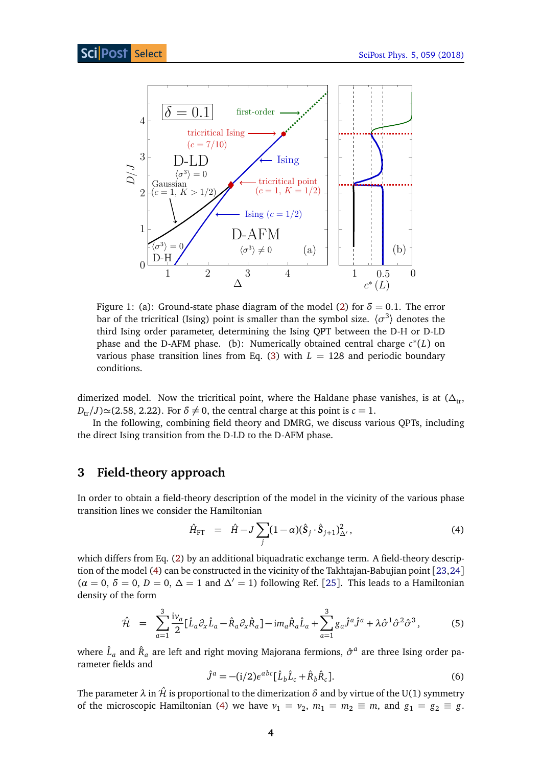$\delta = 0.1$

first-order

tricritical Ising ($c = 7/10$)

D-LD

$\langle\sigma^3\rangle = 0$

Ising

Gaussian ($c = 1$, $K > 1/2$)

tricritical point ($c = 1$, $K = 1/2$)

Ising ($c = 1/2$)

D-AFM

$\langle\sigma^3\rangle \neq 0$

$\langle\sigma^3\rangle = 0$

D-H

(a)

(b)

$D/J$

$\Delta$

$c^*(L)$

0 1 2 3 4

1 2 3 4

1 0.5 0

Figure 1: (a): Ground-state phase diagram of the model (2) for $\delta = 0.1$. The error bar of the tricritical (Ising) point is smaller than the symbol size. $\langle\sigma^3\rangle$ denotes the third Ising order parameter, determining the Ising QPT between the D-H or D-LD phase and the D-AFM phase. (b): Numerically obtained central charge $c^*(L)$ on various phase transition lines from Eq. (3) with $L = 128$ and periodic boundary conditions.

dimerized model. Now the tricritical point, where the Haldane phase vanishes, is at $(\Delta_{\text{tr}}, D_{\text{tr}}/J) \simeq (2.58, 2.22)$. For $\delta \neq 0$, the central charge at this point is $c = 1$.

In the following, combining field theory and DMRG, we discuss various QPTs, including the direct Ising transition from the D-LD to the D-AFM phase.

## 3 Field-theory approach

In order to obtain a field-theory description of the model in the vicinity of the various phase transition lines we consider the Hamiltonian

$$\hat{H}_{\text{FT}} = \hat{H} - J\sum_j (1-\alpha)(\hat{\mathbf{S}}_j \cdot \hat{\mathbf{S}}_{j+1})^2_{\Delta'}, \tag{4}$$

which differs from Eq. (2) by an additional biquadratic exchange term. A field-theory description of the model (4) can be constructed in the vicinity of the Takhtajan-Babujian point [23,24] ($\alpha = 0$, $\delta = 0$, $D = 0$, $\Delta = 1$ and $\Delta' = 1$) following Ref. [25]. This leads to a Hamiltonian density of the form

$$\hat{\mathcal{H}} = \sum_{a=1}^{3} \frac{\mathrm{i}v_a}{2}[\hat{L}_a\partial_x\hat{L}_a - \hat{R}_a\partial_x\hat{R}_a] - \mathrm{i}m_a\hat{R}_a\hat{L}_a + \sum_{a=1}^{3} g_a\hat{J}^a\hat{J}^a + \lambda\hat{\sigma}^1\hat{\sigma}^2\hat{\sigma}^3, \tag{5}$$

where $\hat{L}_a$ and $\hat{R}_a$ are left and right moving Majorana fermions, $\hat{\sigma}^a$ are three Ising order parameter fields and

$$\hat{J}^a = -(\mathrm{i}/2)\epsilon^{abc}[\hat{L}_b\hat{L}_c + \hat{R}_b\hat{R}_c]. \tag{6}$$

The parameter $\lambda$ in $\hat{\mathcal{H}}$ is proportional to the dimerization $\delta$ and by virtue of the U(1) symmetry of the microscopic Hamiltonian (4) we have $v_1 = v_2$, $m_1 = m_2 \equiv m$, and $g_1 = g_2 \equiv g$.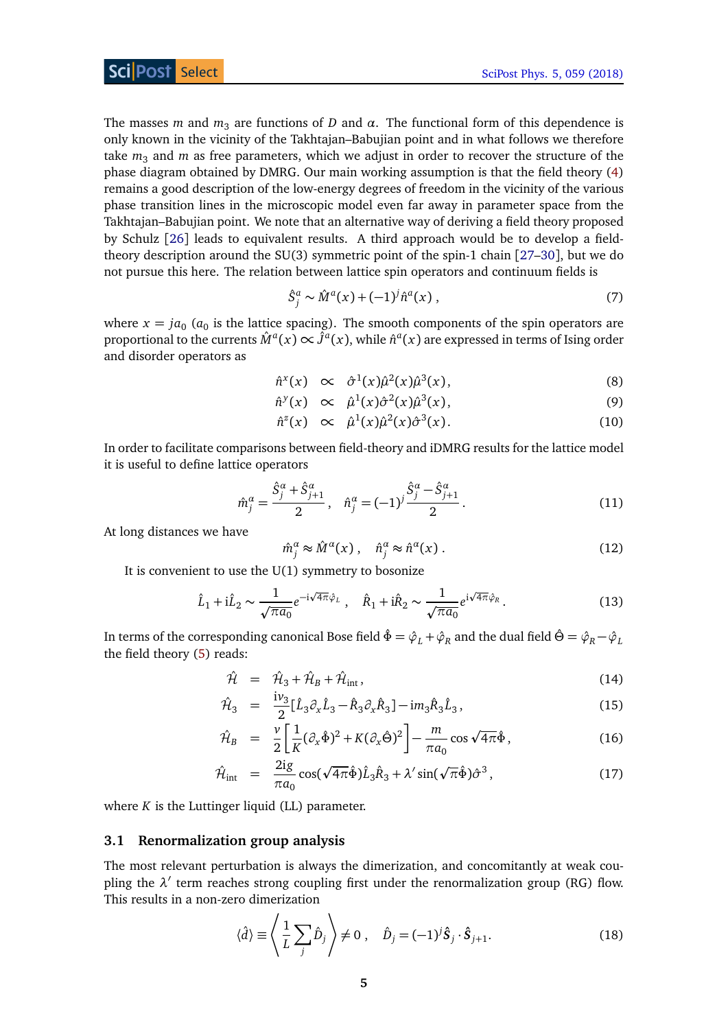The masses $m$ and $m_3$ are functions of $D$ and $\alpha$. The functional form of this dependence is only known in the vicinity of the Takhtajan–Babujian point and in what follows we therefore take $m_3$ and $m$ as free parameters, which we adjust in order to recover the structure of the phase diagram obtained by DMRG. Our main working assumption is that the field theory (4) remains a good description of the low-energy degrees of freedom in the vicinity of the various phase transition lines in the microscopic model even far away in parameter space from the Takhtajan–Babujian point. We note that an alternative way of deriving a field theory proposed by Schulz [26] leads to equivalent results. A third approach would be to develop a field-theory description around the SU(3) symmetric point of the spin-1 chain [27–30], but we do not pursue this here. The relation between lattice spin operators and continuum fields is

$$\hat{S}^{a}_{j} \sim \hat{M}^{a}(x) + (-1)^{j}\hat{n}^{a}(x)\,, \tag{7}$$

where $x = ja_0$ ($a_0$ is the lattice spacing). The smooth components of the spin operators are proportional to the currents $\hat{M}^{a}(x) \propto \hat{J}^{a}(x)$, while $\hat{n}^{a}(x)$ are expressed in terms of Ising order and disorder operators as

$$\hat{n}^{x}(x) \;\propto\; \hat{\sigma}^{1}(x)\hat{\mu}^{2}(x)\hat{\mu}^{3}(x)\,, \tag{8}$$

$$\hat{n}^{y}(x) \;\propto\; \hat{\mu}^{1}(x)\hat{\sigma}^{2}(x)\hat{\mu}^{3}(x)\,, \tag{9}$$

$$\hat{n}^{z}(x) \;\propto\; \hat{\mu}^{1}(x)\hat{\mu}^{2}(x)\hat{\sigma}^{3}(x)\,. \tag{10}$$

In order to facilitate comparisons between field-theory and iDMRG results for the lattice model it is useful to define lattice operators

$$\hat{m}^{\alpha}_{j} = \frac{\hat{S}^{\alpha}_{j} + \hat{S}^{\alpha}_{j+1}}{2}\,, \quad \hat{n}^{\alpha}_{j} = (-1)^{j}\frac{\hat{S}^{\alpha}_{j} - \hat{S}^{\alpha}_{j+1}}{2}\,. \tag{11}$$

At long distances we have

$$\hat{m}^{\alpha}_{j} \approx \hat{M}^{\alpha}(x)\,, \quad \hat{n}^{\alpha}_{j} \approx \hat{n}^{\alpha}(x)\,. \tag{12}$$

It is convenient to use the U(1) symmetry to bosonize

$$\hat{L}_1 + \mathrm{i}\hat{L}_2 \sim \frac{1}{\sqrt{\pi a_0}} e^{-\mathrm{i}\sqrt{4\pi}\hat{\varphi}_L}\,, \quad \hat{R}_1 + \mathrm{i}\hat{R}_2 \sim \frac{1}{\sqrt{\pi a_0}} e^{\mathrm{i}\sqrt{4\pi}\hat{\varphi}_R}\,. \tag{13}$$

In terms of the corresponding canonical Bose field $\hat{\Phi} = \hat{\varphi}_L + \hat{\varphi}_R$ and the dual field $\hat{\Theta} = \hat{\varphi}_R - \hat{\varphi}_L$ the field theory (5) reads:

$$\hat{\mathcal{H}} = \hat{\mathcal{H}}_3 + \hat{\mathcal{H}}_B + \hat{\mathcal{H}}_{\mathrm{int}}\,, \tag{14}$$

$$\hat{\mathcal{H}}_3 = \frac{\mathrm{i}v_3}{2}\left[\hat{L}_3\partial_x\hat{L}_3 - \hat{R}_3\partial_x\hat{R}_3\right] - \mathrm{i}m_3\hat{R}_3\hat{L}_3\,, \tag{15}$$

$$\hat{\mathcal{H}}_B = \frac{v}{2}\left[\frac{1}{K}(\partial_x\hat{\Phi})^2 + K(\partial_x\hat{\Theta})^2\right] - \frac{m}{\pi a_0}\cos\sqrt{4\pi}\hat{\Phi}\,, \tag{16}$$

$$\hat{\mathcal{H}}_{\mathrm{int}} = \frac{2\mathrm{i}g}{\pi a_0}\cos(\sqrt{4\pi}\hat{\Phi})\hat{L}_3\hat{R}_3 + \lambda'\sin(\sqrt{\pi}\hat{\Phi})\hat{\sigma}^3\,, \tag{17}$$

where $K$ is the Luttinger liquid (LL) parameter.

### 3.1 Renormalization group analysis

The most relevant perturbation is always the dimerization, and concomitantly at weak coupling the $\lambda'$ term reaches strong coupling first under the renormalization group (RG) flow. This results in a non-zero dimerization

$$\langle\hat{d}\rangle \equiv \left\langle \frac{1}{L}\sum_j \hat{D}_j \right\rangle \neq 0\,, \quad \hat{D}_j = (-1)^j \hat{\boldsymbol{S}}_j \cdot \hat{\boldsymbol{S}}_{j+1}. \tag{18}$$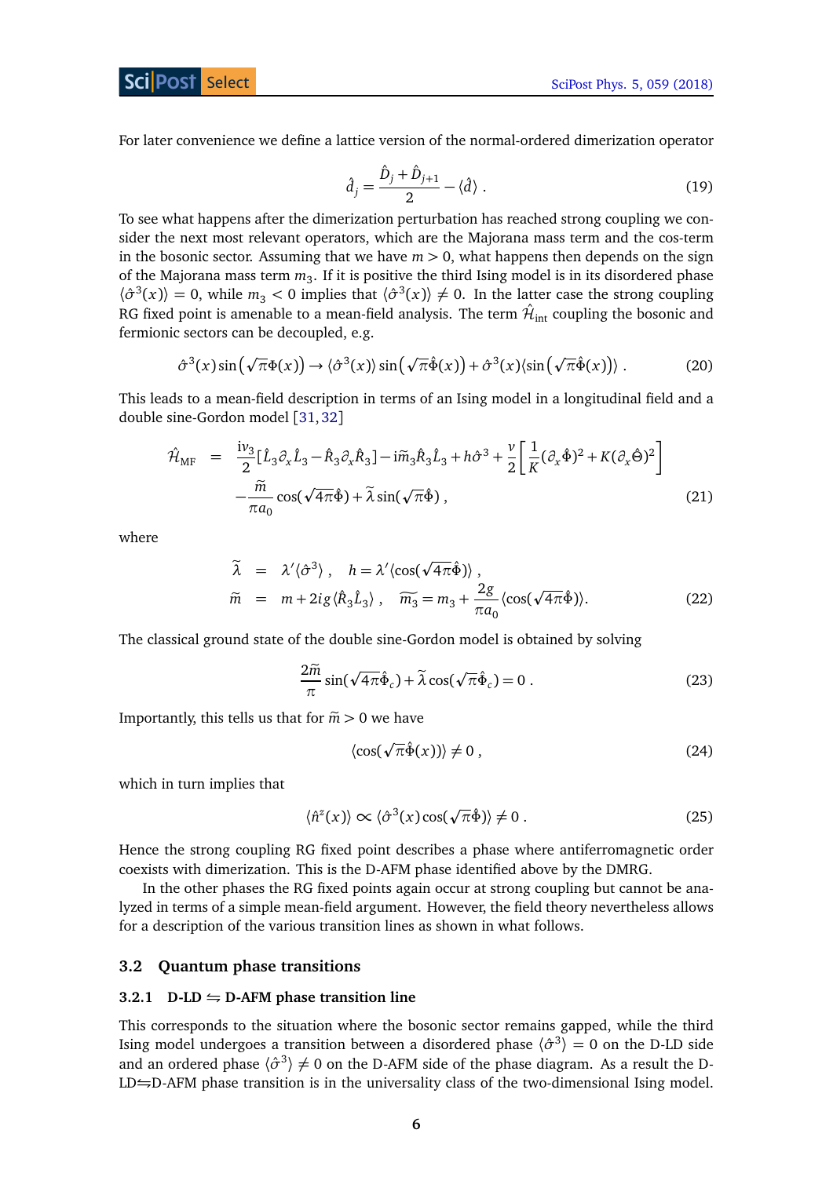For later convenience we define a lattice version of the normal-ordered dimerization operator

$$\hat{d}_j = \frac{\hat{D}_j + \hat{D}_{j+1}}{2} - \langle \hat{d} \rangle \ . \tag{19}$$

To see what happens after the dimerization perturbation has reached strong coupling we consider the next most relevant operators, which are the Majorana mass term and the cos-term in the bosonic sector. Assuming that we have $m > 0$, what happens then depends on the sign of the Majorana mass term $m_3$. If it is positive the third Ising model is in its disordered phase $\langle \hat{\sigma}^3(x) \rangle = 0$, while $m_3 < 0$ implies that $\langle \hat{\sigma}^3(x) \rangle \neq 0$. In the latter case the strong coupling RG fixed point is amenable to a mean-field analysis. The term $\hat{\mathcal{H}}_{\rm int}$ coupling the bosonic and fermionic sectors can be decoupled, e.g.

$$\hat{\sigma}^3(x)\sin\left(\sqrt{\pi}\Phi(x)\right) \to \langle \hat{\sigma}^3(x) \rangle \sin\left(\sqrt{\pi}\hat{\Phi}(x)\right) + \hat{\sigma}^3(x) \langle \sin\left(\sqrt{\pi}\hat{\Phi}(x)\right) \rangle \ . \tag{20}$$

This leads to a mean-field description in terms of an Ising model in a longitudinal field and a double sine-Gordon model [31, 32]

$$\begin{aligned}
\hat{\mathcal{H}}_{\rm MF} &= \frac{{\rm i}v_3}{2}[\hat{L}_3\partial_x\hat{L}_3 - \hat{R}_3\partial_x\hat{R}_3] - {\rm i}\widetilde{m}_3\hat{R}_3\hat{L}_3 + h\hat{\sigma}^3 + \frac{v}{2}\left[\frac{1}{K}(\partial_x\hat{\Phi})^2 + K(\partial_x\hat{\Theta})^2\right] \\
&\quad - \frac{\widetilde{m}}{\pi a_0}\cos(\sqrt{4\pi}\hat{\Phi}) + \widetilde{\lambda}\sin(\sqrt{\pi}\hat{\Phi}) \ ,
\end{aligned} \tag{21}$$

where

$$\begin{aligned}
\widetilde{\lambda} &= \lambda' \langle \hat{\sigma}^3 \rangle \ , \quad h = \lambda' \langle \cos(\sqrt{4\pi}\hat{\Phi}) \rangle \ , \\
\widetilde{m} &= m + 2ig\langle \hat{R}_3\hat{L}_3 \rangle \ , \quad \widetilde{m_3} = m_3 + \frac{2g}{\pi a_0}\langle \cos(\sqrt{4\pi}\hat{\Phi}) \rangle .
\end{aligned} \tag{22}$$

The classical ground state of the double sine-Gordon model is obtained by solving

$$\frac{2\widetilde{m}}{\pi}\sin(\sqrt{4\pi}\hat{\Phi}_c) + \widetilde{\lambda}\cos(\sqrt{\pi}\hat{\Phi}_c) = 0 \ . \tag{23}$$

Importantly, this tells us that for $\widetilde{m} > 0$ we have

$$\langle \cos(\sqrt{\pi}\hat{\Phi}(x)) \rangle \neq 0 \ , \tag{24}$$

which in turn implies that

$$\langle \hat{n}^z(x) \rangle \propto \langle \hat{\sigma}^3(x)\cos(\sqrt{\pi}\hat{\Phi}) \rangle \neq 0 \ . \tag{25}$$

Hence the strong coupling RG fixed point describes a phase where antiferromagnetic order coexists with dimerization. This is the D-AFM phase identified above by the DMRG.

In the other phases the RG fixed points again occur at strong coupling but cannot be analyzed in terms of a simple mean-field argument. However, the field theory nevertheless allows for a description of the various transition lines as shown in what follows.

## 3.2 Quantum phase transitions

### 3.2.1 D-LD $\leftrightharpoons$ D-AFM phase transition line

This corresponds to the situation where the bosonic sector remains gapped, while the third Ising model undergoes a transition between a disordered phase $\langle \hat{\sigma}^3 \rangle = 0$ on the D-LD side and an ordered phase $\langle \hat{\sigma}^3 \rangle \neq 0$ on the D-AFM side of the phase diagram. As a result the D-LD$\leftrightharpoons$D-AFM phase transition is in the universality class of the two-dimensional Ising model.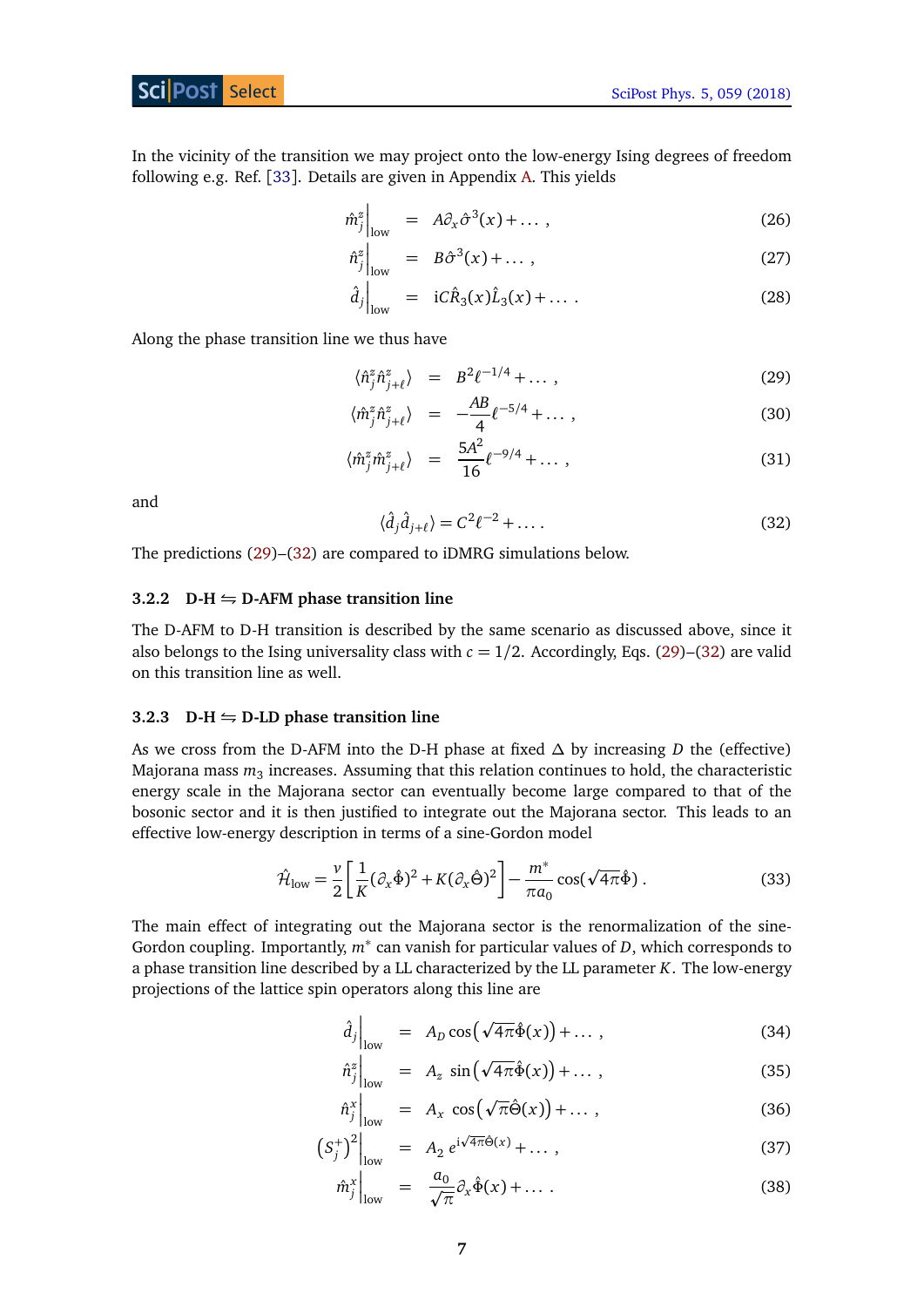In the vicinity of the transition we may project onto the low-energy Ising degrees of freedom following e.g. Ref. [33]. Details are given in Appendix A. This yields

$$\hat{m}^z_j\Big|_{\text{low}} = A\partial_x \hat{\sigma}^3(x) + \dots , \tag{26}$$

$$\hat{n}^z_j\Big|_{\text{low}} = B\hat{\sigma}^3(x) + \dots , \tag{27}$$

$$\hat{d}_j\Big|_{\text{low}} = \mathrm{i}C\hat{R}_3(x)\hat{L}_3(x) + \dots . \tag{28}$$

Along the phase transition line we thus have

$$\langle \hat{n}^z_j \hat{n}^z_{j+\ell} \rangle = B^2 \ell^{-1/4} + \dots , \tag{29}$$

$$\langle \hat{m}^z_j \hat{n}^z_{j+\ell} \rangle = -\frac{AB}{4} \ell^{-5/4} + \dots , \tag{30}$$

$$\langle \hat{m}^z_j \hat{m}^z_{j+\ell} \rangle = \frac{5A^2}{16} \ell^{-9/4} + \dots , \tag{31}$$

and

$$\langle \hat{d}_j \hat{d}_{j+\ell} \rangle = C^2 \ell^{-2} + \dots . \tag{32}$$

The predictions (29)–(32) are compared to iDMRG simulations below.

### 3.2.2 D-H ⇋ D-AFM phase transition line

The D-AFM to D-H transition is described by the same scenario as discussed above, since it also belongs to the Ising universality class with $c = 1/2$. Accordingly, Eqs. (29)–(32) are valid on this transition line as well.

### 3.2.3 D-H ⇋ D-LD phase transition line

As we cross from the D-AFM into the D-H phase at fixed $\Delta$ by increasing $D$ the (effective) Majorana mass $m_3$ increases. Assuming that this relation continues to hold, the characteristic energy scale in the Majorana sector can eventually become large compared to that of the bosonic sector and it is then justified to integrate out the Majorana sector. This leads to an effective low-energy description in terms of a sine-Gordon model

$$\hat{\mathcal{H}}_{\text{low}} = \frac{v}{2}\left[\frac{1}{K}(\partial_x \hat{\Phi})^2 + K(\partial_x \hat{\Theta})^2\right] - \frac{m^*}{\pi a_0}\cos(\sqrt{4\pi}\hat{\Phi}) . \tag{33}$$

The main effect of integrating out the Majorana sector is the renormalization of the sine-Gordon coupling. Importantly, $m^*$ can vanish for particular values of $D$, which corresponds to a phase transition line described by a LL characterized by the LL parameter $K$. The low-energy projections of the lattice spin operators along this line are

$$\hat{d}_j\Big|_{\text{low}} = A_D \cos\big(\sqrt{4\pi}\hat{\Phi}(x)\big) + \dots , \tag{34}$$

$$\hat{n}^z_j\Big|_{\text{low}} = A_z \,\sin\big(\sqrt{4\pi}\hat{\Phi}(x)\big) + \dots , \tag{35}$$

$$\hat{n}^x_j\Big|_{\text{low}} = A_x \,\cos\big(\sqrt{\pi}\hat{\Theta}(x)\big) + \dots , \tag{36}$$

$$\big(S^+_j\big)^2\Big|_{\text{low}} = A_2\, e^{\mathrm{i}\sqrt{4\pi}\hat{\Theta}(x)} + \dots , \tag{37}$$

$$\hat{m}^x_j\Big|_{\text{low}} = \frac{a_0}{\sqrt{\pi}}\partial_x \hat{\Phi}(x) + \dots . \tag{38}$$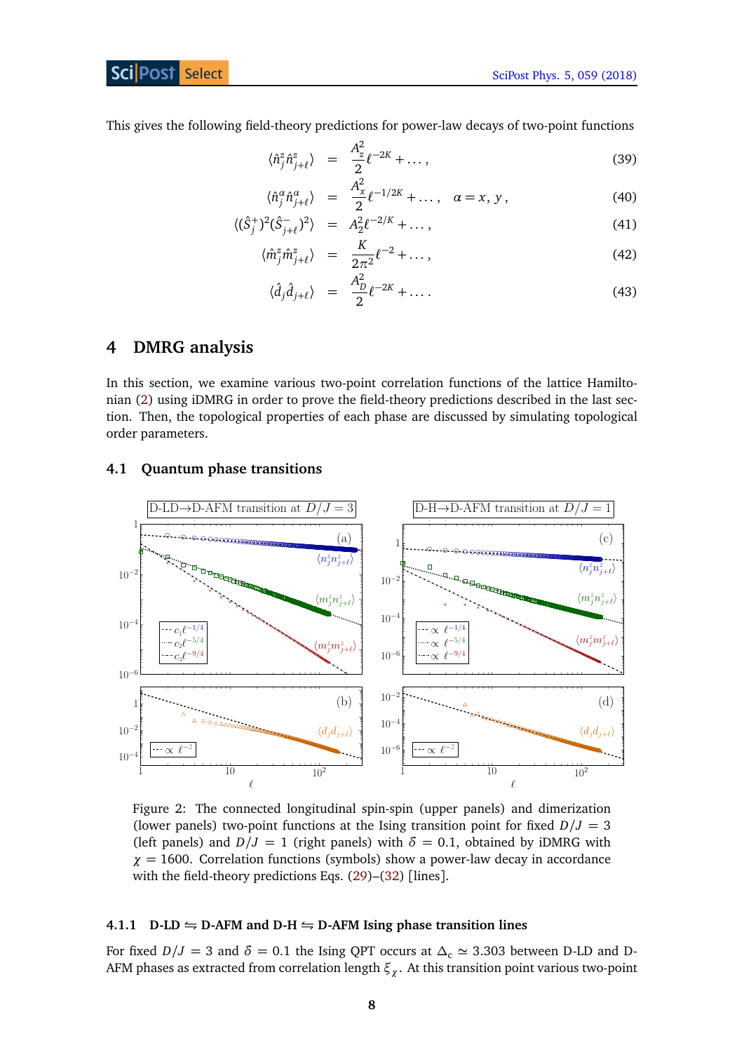This gives the following field-theory predictions for power-law decays of two-point functions

$$\langle \hat{n}_j^z \hat{n}_{j+\ell}^z \rangle = \frac{A_z^2}{2} \ell^{-2K} + \dots , \tag{39}$$

$$\langle \hat{n}_j^\alpha \hat{n}_{j+\ell}^\alpha \rangle = \frac{A_x^2}{2} \ell^{-1/2K} + \dots , \quad \alpha = x, y , \tag{40}$$

$$\langle (\hat{S}_j^+)^2 (\hat{S}_{j+\ell}^-)^2 \rangle = A_2^2 \ell^{-2/K} + \dots , \tag{41}$$

$$\langle \hat{m}_j^z \hat{m}_{j+\ell}^z \rangle = \frac{K}{2\pi^2} \ell^{-2} + \dots , \tag{42}$$

$$\langle \hat{d}_j \hat{d}_{j+\ell} \rangle = \frac{A_D^2}{2} \ell^{-2K} + \dots . \tag{43}$$

## 4 DMRG analysis

In this section, we examine various two-point correlation functions of the lattice Hamiltonian (2) using iDMRG in order to prove the field-theory predictions described in the last section. Then, the topological properties of each phase are discussed by simulating topological order parameters.

### 4.1 Quantum phase transitions

D-LD→D-AFM transition at $D/J = 3$

D-H→D-AFM transition at $D/J = 1$

(a)
$\langle n_j^z n_{j+\ell}^z \rangle$
$\langle m_j^z n_{j+\ell}^z \rangle$
$\langle m_j^z m_{j+\ell}^z \rangle$
$c_1 \ell^{-1/4}$
$c_2 \ell^{-5/4}$
$c_3 \ell^{-9/4}$
1
$10^{-2}$
$10^{-4}$
$10^{-6}$

(b)
$\langle d_j d_{j+\ell} \rangle$
$\propto \ell^{-2}$
1
$10^{-2}$
$10^{-4}$
1
10
$10^2$
$\ell$

(c)
$\langle n_j^z n_{j+\ell}^z \rangle$
$\langle m_j^z n_{j+\ell}^z \rangle$
$\langle m_j^z n_{j+\ell}^z \rangle$
$\propto \ell^{-1/4}$
$\propto \ell^{-5/4}$
$\propto \ell^{-9/4}$
1
$10^{-2}$
$10^{-4}$
$10^{-6}$

(d)
$\langle d_j d_{j+\ell} \rangle$
$\propto \ell^{-2}$
$10^{-2}$
$10^{-4}$
$10^{-6}$
1
10
$10^2$
$\ell$

Figure 2: The connected longitudinal spin-spin (upper panels) and dimerization (lower panels) two-point functions at the Ising transition point for fixed $D/J = 3$ (left panels) and $D/J = 1$ (right panels) with $\delta = 0.1$, obtained by iDMRG with $\chi = 1600$. Correlation functions (symbols) show a power-law decay in accordance with the field-theory predictions Eqs. (29)–(32) [lines].

#### 4.1.1 D-LD ⇋ D-AFM and D-H ⇋ D-AFM Ising phase transition lines

For fixed $D/J = 3$ and $\delta = 0.1$ the Ising QPT occurs at $\Delta_c \simeq 3.303$ between D-LD and D-AFM phases as extracted from correlation length $\xi_\chi$. At this transition point various two-point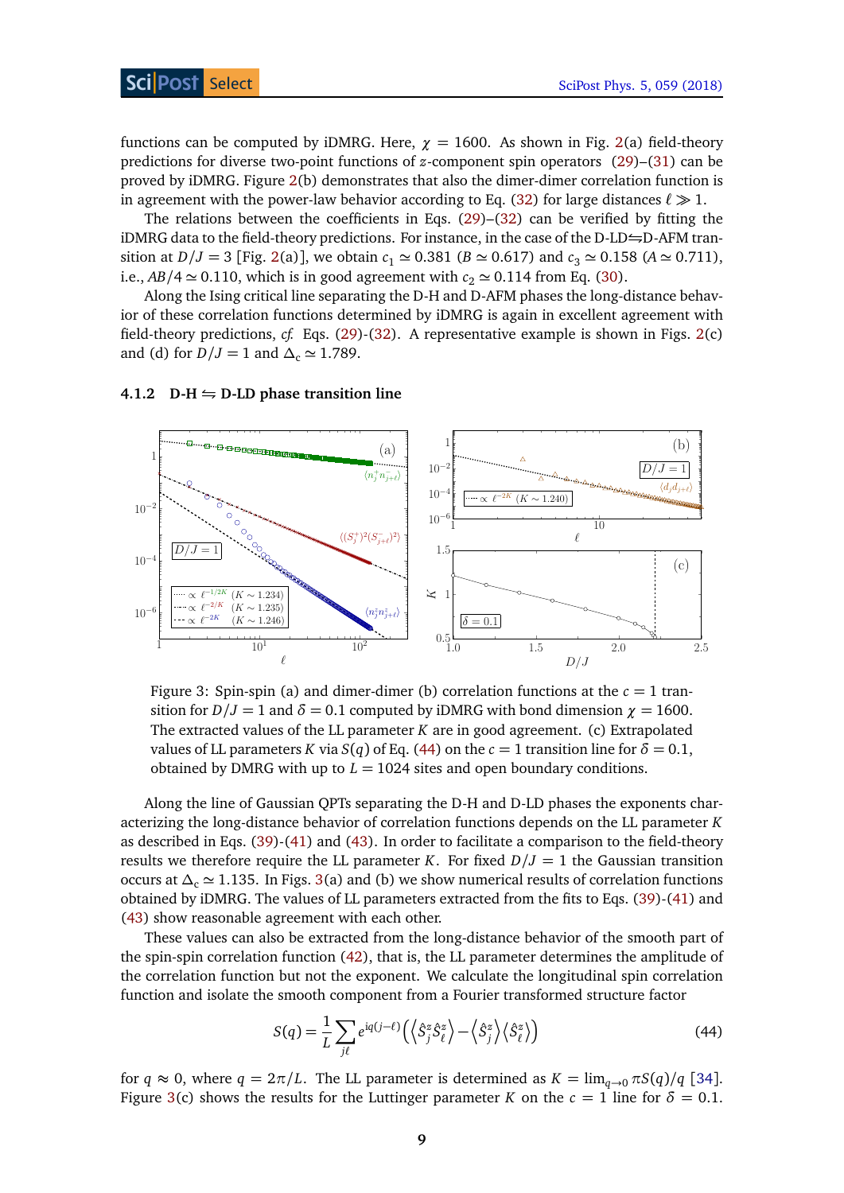functions can be computed by iDMRG. Here, $\chi = 1600$. As shown in Fig. 2(a) field-theory predictions for diverse two-point functions of $z$-component spin operators (29)–(31) can be proved by iDMRG. Figure 2(b) demonstrates that also the dimer-dimer correlation function is in agreement with the power-law behavior according to Eq. (32) for large distances $\ell \gg 1$.

The relations between the coefficients in Eqs. (29)–(32) can be verified by fitting the iDMRG data to the field-theory predictions. For instance, in the case of the D-LD⇆D-AFM transition at $D/J = 3$ [Fig. 2(a)], we obtain $c_1 \simeq 0.381$ ($B \simeq 0.617$) and $c_3 \simeq 0.158$ ($A \simeq 0.711$), i.e., $AB/4 \simeq 0.110$, which is in good agreement with $c_2 \simeq 0.114$ from Eq. (30).

Along the Ising critical line separating the D-H and D-AFM phases the long-distance behavior of these correlation functions determined by iDMRG is again in excellent agreement with field-theory predictions, *cf.* Eqs. (29)-(32). A representative example is shown in Figs. 2(c) and (d) for $D/J = 1$ and $\Delta_c \simeq 1.789$.

### 4.1.2 D-H ⇆ D-LD phase transition line

(a)
$\langle n_j^+ n_{j+\ell}^+ \rangle$
$\langle (S_j^+)^2 (S_{j+\ell}^-)^2 \rangle$
$\langle n_j^z n_{j+\ell}^z \rangle$
$D/J = 1$
$\propto \ell^{-1/2K}$ ($K \sim 1.234$)
$\propto \ell^{-2/K}$ ($K \sim 1.235$)
$\propto \ell^{-2K}$ ($K \sim 1.246$)
1
$10^{-2}$
$10^{-4}$
$10^{-6}$
1
$10^1$
$10^2$
$\ell$

(b)
$D/J = 1$
$\langle d_j d_{j+\ell} \rangle$
$\propto \ell^{-2K}$ ($K \sim 1.240$)
1
$10^{-2}$
$10^{-4}$
$10^{-6}$
1
10
$\ell$

(c)
$\delta = 0.1$
$K$
1.5
1
0.5
1.0
1.5
2.0
2.5
$D/J$

Figure 3: Spin-spin (a) and dimer-dimer (b) correlation functions at the $c = 1$ transition for $D/J = 1$ and $\delta = 0.1$ computed by iDMRG with bond dimension $\chi = 1600$. The extracted values of the LL parameter $K$ are in good agreement. (c) Extrapolated values of LL parameters $K$ via $S(q)$ of Eq. (44) on the $c = 1$ transition line for $\delta = 0.1$, obtained by DMRG with up to $L = 1024$ sites and open boundary conditions.

Along the line of Gaussian QPTs separating the D-H and D-LD phases the exponents characterizing the long-distance behavior of correlation functions depends on the LL parameter $K$ as described in Eqs. (39)-(41) and (43). In order to facilitate a comparison to the field-theory results we therefore require the LL parameter $K$. For fixed $D/J = 1$ the Gaussian transition occurs at $\Delta_c \simeq 1.135$. In Figs. 3(a) and (b) we show numerical results of correlation functions obtained by iDMRG. The values of LL parameters extracted from the fits to Eqs. (39)-(41) and (43) show reasonable agreement with each other.

These values can also be extracted from the long-distance behavior of the smooth part of the spin-spin correlation function (42), that is, the LL parameter determines the amplitude of the correlation function but not the exponent. We calculate the longitudinal spin correlation function and isolate the smooth component from a Fourier transformed structure factor

$$S(q) = \frac{1}{L} \sum_{j\ell} e^{\mathrm{i}q(j-\ell)} \left( \left\langle \hat{S}_j^z \hat{S}_\ell^z \right\rangle - \left\langle \hat{S}_j^z \right\rangle \left\langle \hat{S}_\ell^z \right\rangle \right) \tag{44}$$

for $q \approx 0$, where $q = 2\pi/L$. The LL parameter is determined as $K = \lim_{q\to 0} \pi S(q)/q$ [34]. Figure 3(c) shows the results for the Luttinger parameter $K$ on the $c = 1$ line for $\delta = 0.1$.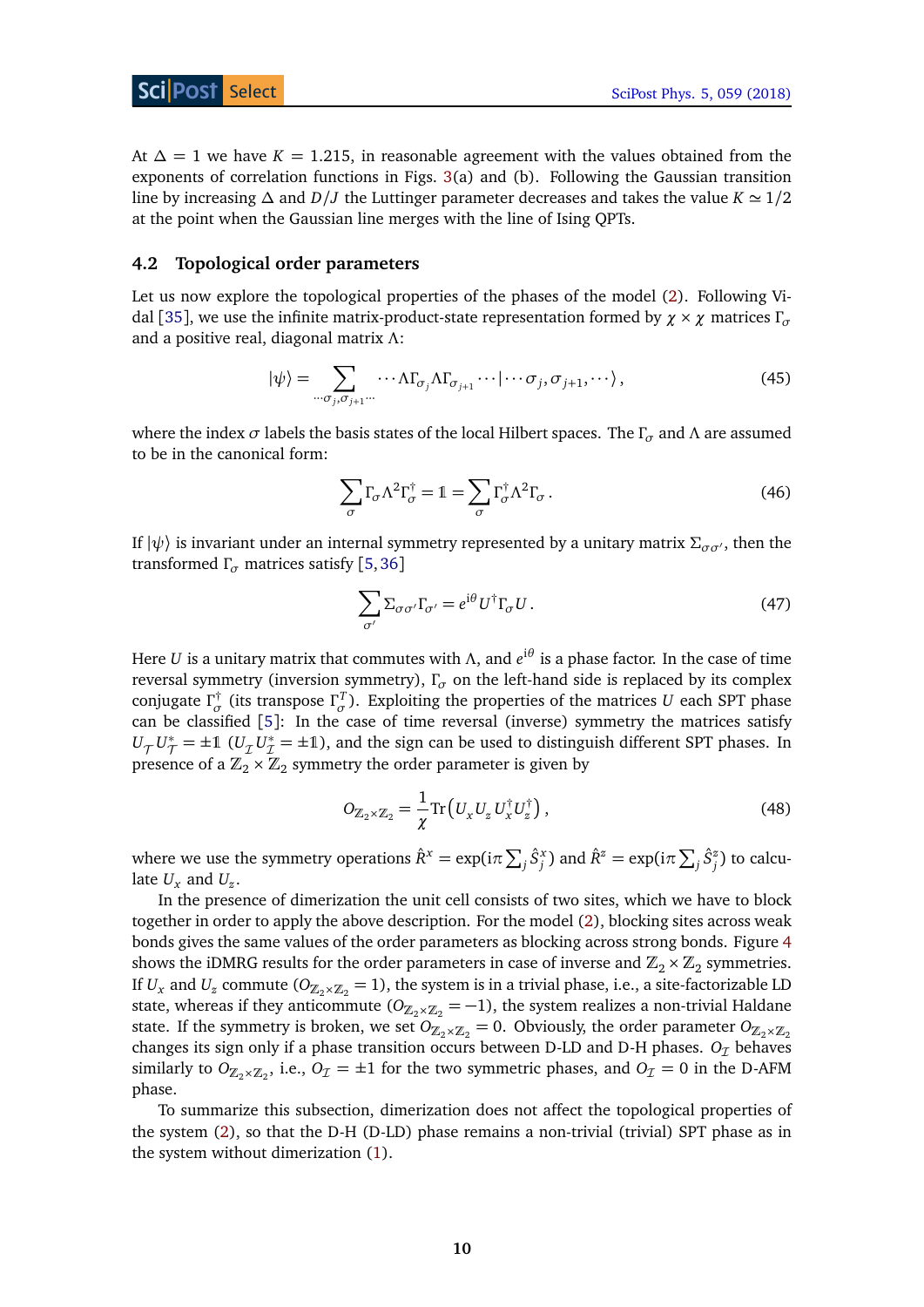At $\Delta = 1$ we have $K = 1.215$, in reasonable agreement with the values obtained from the exponents of correlation functions in Figs. 3(a) and (b). Following the Gaussian transition line by increasing $\Delta$ and $D/J$ the Luttinger parameter decreases and takes the value $K \simeq 1/2$ at the point when the Gaussian line merges with the line of Ising QPTs.

### 4.2 Topological order parameters

Let us now explore the topological properties of the phases of the model (2). Following Vidal [35], we use the infinite matrix-product-state representation formed by $\chi \times \chi$ matrices $\Gamma_\sigma$ and a positive real, diagonal matrix $\Lambda$:

$$|\psi\rangle = \sum_{\cdots \sigma_j, \sigma_{j+1} \cdots} \cdots \Lambda \Gamma_{\sigma_j} \Lambda \Gamma_{\sigma_{j+1}} \cdots | \cdots \sigma_j, \sigma_{j+1}, \cdots \rangle \,, \tag{45}$$

where the index $\sigma$ labels the basis states of the local Hilbert spaces. The $\Gamma_\sigma$ and $\Lambda$ are assumed to be in the canonical form:

$$\sum_\sigma \Gamma_\sigma \Lambda^2 \Gamma_\sigma^\dagger = \mathbb{1} = \sum_\sigma \Gamma_\sigma^\dagger \Lambda^2 \Gamma_\sigma \,. \tag{46}$$

If $|\psi\rangle$ is invariant under an internal symmetry represented by a unitary matrix $\Sigma_{\sigma\sigma'}$, then the transformed $\Gamma_\sigma$ matrices satisfy [5, 36]

$$\sum_{\sigma'} \Sigma_{\sigma\sigma'} \Gamma_{\sigma'} = e^{i\theta} U^\dagger \Gamma_\sigma U \,. \tag{47}$$

Here $U$ is a unitary matrix that commutes with $\Lambda$, and $e^{i\theta}$ is a phase factor. In the case of time reversal symmetry (inversion symmetry), $\Gamma_\sigma$ on the left-hand side is replaced by its complex conjugate $\Gamma_\sigma^\dagger$ (its transpose $\Gamma_\sigma^T$). Exploiting the properties of the matrices $U$ each SPT phase can be classified [5]: In the case of time reversal (inverse) symmetry the matrices satisfy $U_\mathcal{T} U_\mathcal{T}^* = \pm \mathbb{1}$ ($U_\mathcal{I} U_\mathcal{I}^* = \pm \mathbb{1}$), and the sign can be used to distinguish different SPT phases. In presence of a $\mathbb{Z}_2 \times \mathbb{Z}_2$ symmetry the order parameter is given by

$$O_{\mathbb{Z}_2 \times \mathbb{Z}_2} = \frac{1}{\chi} \mathrm{Tr}\left( U_x U_z U_x^\dagger U_z^\dagger \right) , \tag{48}$$

where we use the symmetry operations $\hat{R}^x = \exp(i\pi \sum_j \hat{S}_j^x)$ and $\hat{R}^z = \exp(i\pi \sum_j \hat{S}_j^z)$ to calculate $U_x$ and $U_z$.

In the presence of dimerization the unit cell consists of two sites, which we have to block together in order to apply the above description. For the model (2), blocking sites across weak bonds gives the same values of the order parameters as blocking across strong bonds. Figure 4 shows the iDMRG results for the order parameters in case of inverse and $\mathbb{Z}_2 \times \mathbb{Z}_2$ symmetries. If $U_x$ and $U_z$ commute ($O_{\mathbb{Z}_2 \times \mathbb{Z}_2} = 1$), the system is in a trivial phase, i.e., a site-factorizable LD state, whereas if they anticommute ($O_{\mathbb{Z}_2 \times \mathbb{Z}_2} = -1$), the system realizes a non-trivial Haldane state. If the symmetry is broken, we set $O_{\mathbb{Z}_2 \times \mathbb{Z}_2} = 0$. Obviously, the order parameter $O_{\mathbb{Z}_2 \times \mathbb{Z}_2}$ changes its sign only if a phase transition occurs between D-LD and D-H phases. $O_\mathcal{I}$ behaves similarly to $O_{\mathbb{Z}_2 \times \mathbb{Z}_2}$, i.e., $O_\mathcal{I} = \pm 1$ for the two symmetric phases, and $O_\mathcal{I} = 0$ in the D-AFM phase.

To summarize this subsection, dimerization does not affect the topological properties of the system (2), so that the D-H (D-LD) phase remains a non-trivial (trivial) SPT phase as in the system without dimerization (1).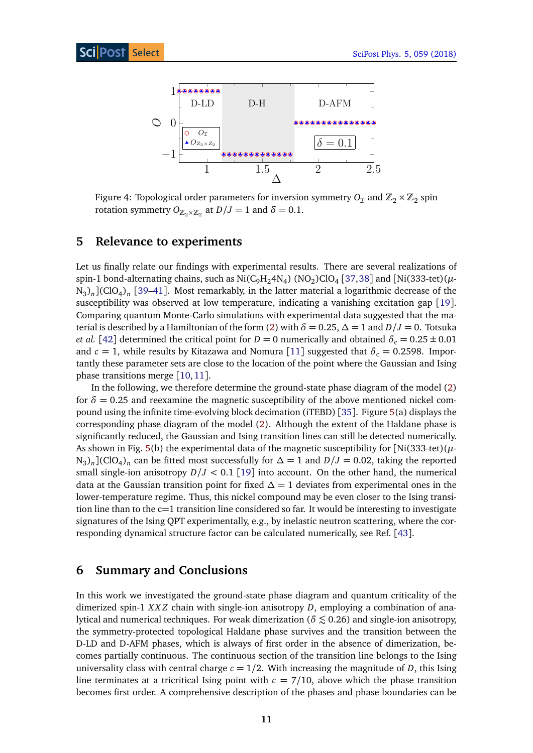1

D-LD

D-H

D-AFM

$\mathcal{O}$ 0

$O_\mathcal{I}$

$O_{\mathbb{Z}_2\times\mathbb{Z}_2}$

$\delta = 0.1$

−1

1 1.5 2 2.5

$\Delta$

Figure 4: Topological order parameters for inversion symmetry $O_\mathcal{I}$ and $\mathbb{Z}_2 \times \mathbb{Z}_2$ spin rotation symmetry $O_{\mathbb{Z}_2\times\mathbb{Z}_2}$ at $D/J = 1$ and $\delta = 0.1$.

## 5 Relevance to experiments

Let us finally relate our findings with experimental results. There are several realizations of spin-1 bond-alternating chains, such as $Ni(C_9H_24N_4)$ $(NO_2)ClO_4$ [37,38] and $[Ni(333\text{-tet})(\mu\text{-}N_3)_n](ClO_4)_n$ [39–41]. Most remarkably, in the latter material a logarithmic decrease of the susceptibility was observed at low temperature, indicating a vanishing excitation gap [19]. Comparing quantum Monte-Carlo simulations with experimental data suggested that the material is described by a Hamiltonian of the form (2) with $\delta = 0.25$, $\Delta = 1$ and $D/J = 0$. Totsuka *et al.* [42] determined the critical point for $D = 0$ numerically and obtained $\delta_c = 0.25 \pm 0.01$ and $c = 1$, while results by Kitazawa and Nomura [11] suggested that $\delta_c = 0.2598$. Importantly these parameter sets are close to the location of the point where the Gaussian and Ising phase transitions merge [10,11].

In the following, we therefore determine the ground-state phase diagram of the model (2) for $\delta = 0.25$ and reexamine the magnetic susceptibility of the above mentioned nickel compound using the infinite time-evolving block decimation (iTEBD) [35]. Figure 5(a) displays the corresponding phase diagram of the model (2). Although the extent of the Haldane phase is significantly reduced, the Gaussian and Ising transition lines can still be detected numerically. As shown in Fig. 5(b) the experimental data of the magnetic susceptibility for $[Ni(333\text{-tet})(\mu\text{-}N_3)_n](ClO_4)_n$ can be fitted most successfully for $\Delta = 1$ and $D/J = 0.02$, taking the reported small single-ion anisotropy $D/J < 0.1$ [19] into account. On the other hand, the numerical data at the Gaussian transition point for fixed $\Delta = 1$ deviates from experimental ones in the lower-temperature regime. Thus, this nickel compound may be even closer to the Ising transition line than to the c=1 transition line considered so far. It would be interesting to investigate signatures of the Ising QPT experimentally, e.g., by inelastic neutron scattering, where the corresponding dynamical structure factor can be calculated numerically, see Ref. [43].

## 6 Summary and Conclusions

In this work we investigated the ground-state phase diagram and quantum criticality of the dimerized spin-1 $XXZ$ chain with single-ion anisotropy $D$, employing a combination of analytical and numerical techniques. For weak dimerization ($\delta \lesssim 0.26$) and single-ion anisotropy, the symmetry-protected topological Haldane phase survives and the transition between the D-LD and D-AFM phases, which is always of first order in the absence of dimerization, becomes partially continuous. The continuous section of the transition line belongs to the Ising universality class with central charge $c = 1/2$. With increasing the magnitude of $D$, this Ising line terminates at a tricritical Ising point with $c = 7/10$, above which the phase transition becomes first order. A comprehensive description of the phases and phase boundaries can be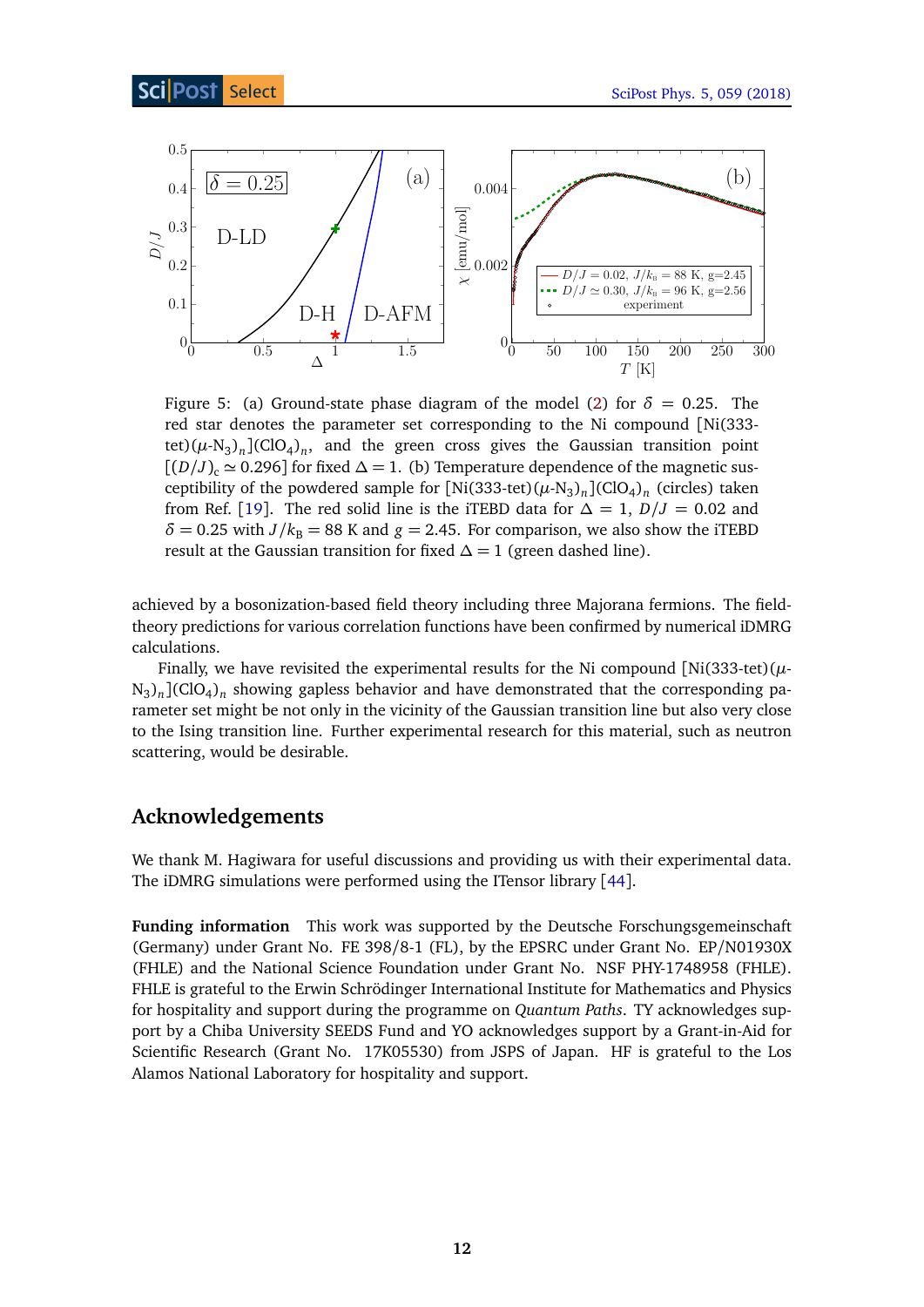(a)

$\delta = 0.25$

D-LD

D-H

D-AFM

$D/J$

$\Delta$

0, 0.1, 0.2, 0.3, 0.4, 0.5

0, 0.5, 1, 1.5

(b)

$\chi$ [emu/mol]

$T$ [K]

0, 0.002, 0.004

0, 50, 100, 150, 200, 250, 300

$D/J = 0.02$, $J/k_B = 88$ K, g=2.45

$D/J \simeq 0.30$, $J/k_B = 96$ K, g=2.56

experiment

Figure 5: (a) Ground-state phase diagram of the model (2) for $\delta = 0.25$. The red star denotes the parameter set corresponding to the Ni compound [Ni(333-tet)($\mu$-$N_3$)$_n$]($ClO_4$)$_n$, and the green cross gives the Gaussian transition point $[(D/J)_c \simeq 0.296]$ for fixed $\Delta = 1$. (b) Temperature dependence of the magnetic susceptibility of the powdered sample for [Ni(333-tet)($\mu$-$N_3$)$_n$]($ClO_4$)$_n$ (circles) taken from Ref. [19]. The red solid line is the iTEBD data for $\Delta = 1$, $D/J = 0.02$ and $\delta = 0.25$ with $J/k_B = 88$ K and $g = 2.45$. For comparison, we also show the iTEBD result at the Gaussian transition for fixed $\Delta = 1$ (green dashed line).

achieved by a bosonization-based field theory including three Majorana fermions. The field-theory predictions for various correlation functions have been confirmed by numerical iDMRG calculations.

Finally, we have revisited the experimental results for the Ni compound [Ni(333-tet)($\mu$-$N_3$)$_n$]($ClO_4$)$_n$ showing gapless behavior and have demonstrated that the corresponding parameter set might be not only in the vicinity of the Gaussian transition line but also very close to the Ising transition line. Further experimental research for this material, such as neutron scattering, would be desirable.

## Acknowledgements

We thank M. Hagiwara for useful discussions and providing us with their experimental data. The iDMRG simulations were performed using the ITensor library [44].

**Funding information** This work was supported by the Deutsche Forschungsgemeinschaft (Germany) under Grant No. FE 398/8-1 (FL), by the EPSRC under Grant No. EP/N01930X (FHLE) and the National Science Foundation under Grant No. NSF PHY-1748958 (FHLE). FHLE is grateful to the Erwin Schrödinger International Institute for Mathematics and Physics for hospitality and support during the programme on *Quantum Paths*. TY acknowledges support by a Chiba University SEEDS Fund and YO acknowledges support by a Grant-in-Aid for Scientific Research (Grant No. 17K05530) from JSPS of Japan. HF is grateful to the Los Alamos National Laboratory for hospitality and support.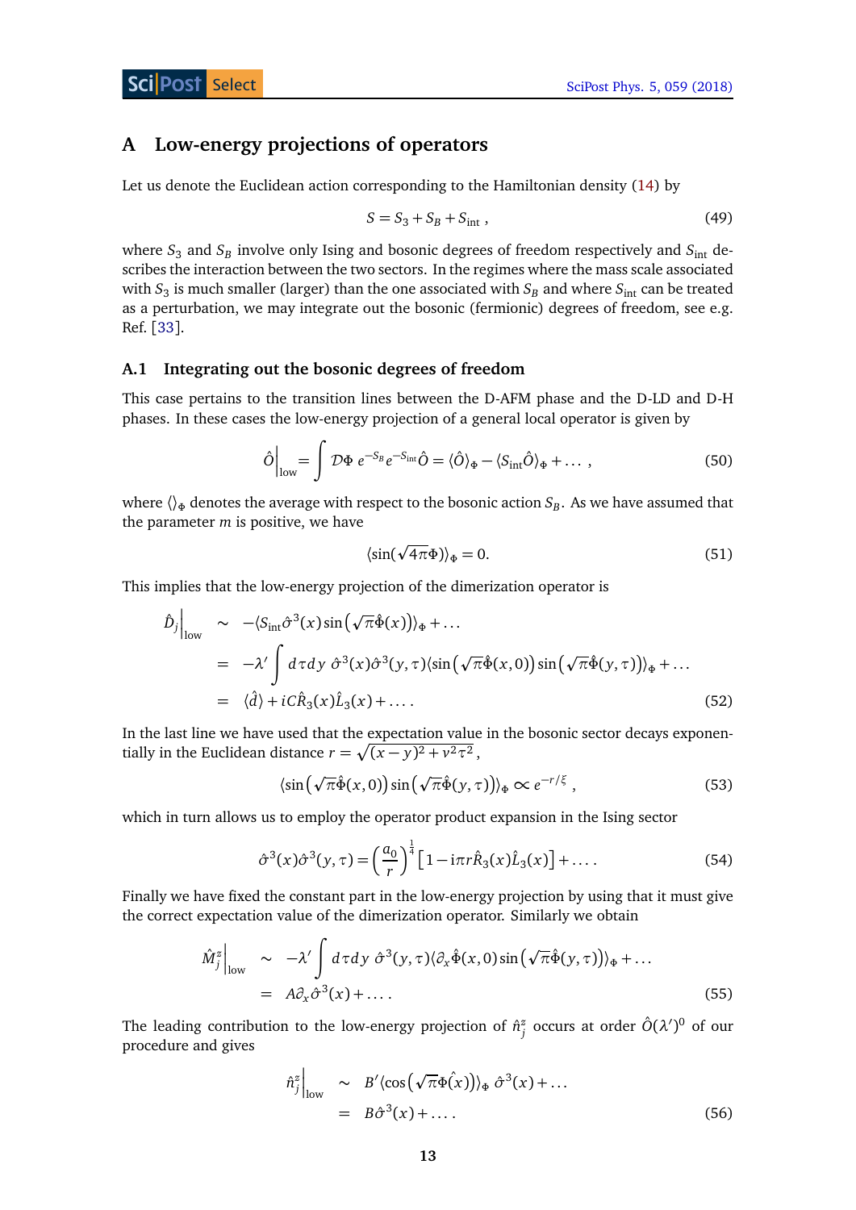## A Low-energy projections of operators

Let us denote the Euclidean action corresponding to the Hamiltonian density (14) by

$$S = S_3 + S_B + S_{\rm int}\ , \tag{49}$$

where $S_3$ and $S_B$ involve only Ising and bosonic degrees of freedom respectively and $S_{\rm int}$ describes the interaction between the two sectors. In the regimes where the mass scale associated with $S_3$ is much smaller (larger) than the one associated with $S_B$ and where $S_{\rm int}$ can be treated as a perturbation, we may integrate out the bosonic (fermionic) degrees of freedom, see e.g. Ref. [33].

### A.1 Integrating out the bosonic degrees of freedom

This case pertains to the transition lines between the D-AFM phase and the D-LD and D-H phases. In these cases the low-energy projection of a general local operator is given by

$$\hat{O}\Big|_{\rm low} = \int \mathcal{D}\Phi\ e^{-S_B} e^{-S_{\rm int}} \hat{O} = \langle \hat{O}\rangle_\Phi - \langle S_{\rm int}\hat{O}\rangle_\Phi + \dots\ , \tag{50}$$

where $\langle\rangle_\Phi$ denotes the average with respect to the bosonic action $S_B$. As we have assumed that the parameter $m$ is positive, we have

$$\langle \sin(\sqrt{4\pi}\Phi)\rangle_\Phi = 0. \tag{51}$$

This implies that the low-energy projection of the dimerization operator is

$$\begin{aligned}
\hat{D}_j\Big|_{\rm low} &\sim -\langle S_{\rm int}\hat{\sigma}^3(x)\sin\big(\sqrt{\pi}\hat{\Phi}(x)\big)\rangle_\Phi + \dots \\
&= -\lambda' \int d\tau dy\ \hat{\sigma}^3(x)\hat{\sigma}^3(y,\tau)\langle \sin\big(\sqrt{\pi}\hat{\Phi}(x,0)\big)\sin\big(\sqrt{\pi}\hat{\Phi}(y,\tau)\big)\rangle_\Phi + \dots \\
&= \langle \hat{d}\rangle + iC\hat{R}_3(x)\hat{L}_3(x) + \dots\ .
\end{aligned} \tag{52}$$

In the last line we have used that the expectation value in the bosonic sector decays exponentially in the Euclidean distance $r = \sqrt{(x-y)^2 + v^2\tau^2}$,

$$\langle \sin\big(\sqrt{\pi}\hat{\Phi}(x,0)\big)\sin\big(\sqrt{\pi}\hat{\Phi}(y,\tau)\big)\rangle_\Phi \propto e^{-r/\xi}\ , \tag{53}$$

which in turn allows us to employ the operator product expansion in the Ising sector

$$\hat{\sigma}^3(x)\hat{\sigma}^3(y,\tau) = \left(\frac{a_0}{r}\right)^{\frac{1}{4}}\big[1 - i\pi r\hat{R}_3(x)\hat{L}_3(x)\big] + \dots\ . \tag{54}$$

Finally we have fixed the constant part in the low-energy projection by using that it must give the correct expectation value of the dimerization operator. Similarly we obtain

$$\begin{aligned}
\hat{M}_j^z\Big|_{\rm low} &\sim -\lambda' \int d\tau dy\ \hat{\sigma}^3(y,\tau)\langle \partial_x\hat{\Phi}(x,0)\sin\big(\sqrt{\pi}\hat{\Phi}(y,\tau)\big)\rangle_\Phi + \dots \\
&= A\partial_x\hat{\sigma}^3(x) + \dots\ .
\end{aligned} \tag{55}$$

The leading contribution to the low-energy projection of $\hat{n}_j^z$ occurs at order $\hat{O}(\lambda')^0$ of our procedure and gives

$$\begin{aligned}
\hat{n}_j^z\Big|_{\rm low} &\sim B'\langle \cos\big(\sqrt{\pi}\Phi(\hat{x})\big)\rangle_\Phi\ \hat{\sigma}^3(x) + \dots \\
&= B\hat{\sigma}^3(x) + \dots\ .
\end{aligned} \tag{56}$$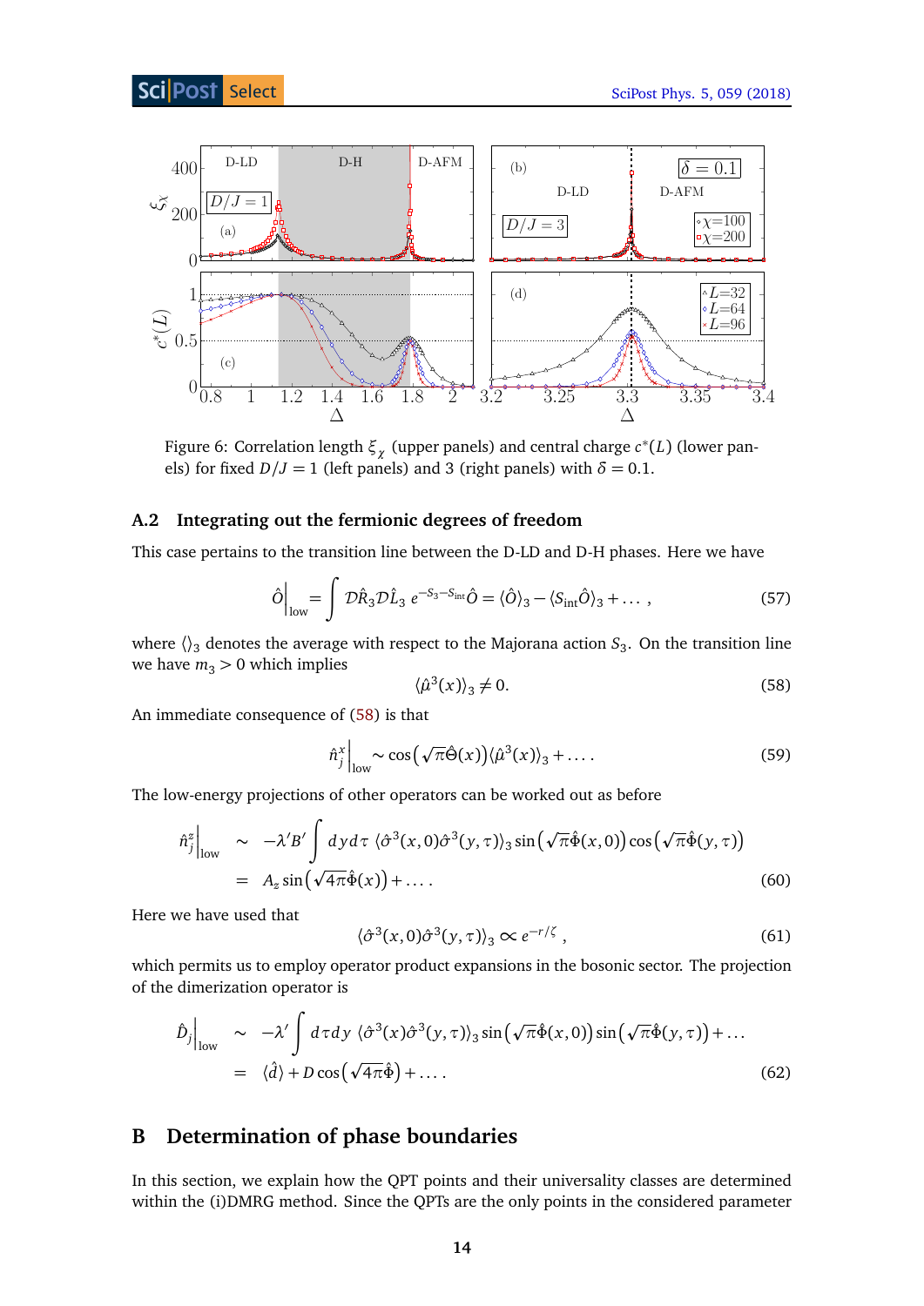400
200
0
$\xi_\chi$
D-LD
D-H
D-AFM
$D/J=1$
(a)
(b)
$\delta=0.1$
D-LD
D-AFM
$D/J=3$
$\chi$=100
$\chi$=200
1
0.5
0
$c^*(L)$
(c)
(d)
$L$=32
$L$=64
$L$=96
0.8 1 1.2 1.4 1.6 1.8 2
3.2 3.25 3.3 3.35 3.4
$\Delta$
$\Delta$

Figure 6: Correlation length $\xi_\chi$ (upper panels) and central charge $c^*(L)$ (lower panels) for fixed $D/J=1$ (left panels) and 3 (right panels) with $\delta=0.1$.

### A.2 Integrating out the fermionic degrees of freedom

This case pertains to the transition line between the D-LD and D-H phases. Here we have

$$\hat{O}\Big|_{\text{low}} = \int \mathcal{D}\hat{R}_3 \mathcal{D}\hat{L}_3 \, e^{-S_3 - S_{\text{int}}}\hat{O} = \langle \hat{O} \rangle_3 - \langle S_{\text{int}}\hat{O} \rangle_3 + \dots \,, \tag{57}$$

where $\langle \rangle_3$ denotes the average with respect to the Majorana action $S_3$. On the transition line we have $m_3 > 0$ which implies

$$\langle \hat{\mu}^3(x) \rangle_3 \neq 0. \tag{58}$$

An immediate consequence of (58) is that

$$\hat{n}^x_j\Big|_{\text{low}} \sim \cos\big(\sqrt{\pi}\hat{\Theta}(x)\big)\langle \hat{\mu}^3(x) \rangle_3 + \dots . \tag{59}$$

The low-energy projections of other operators can be worked out as before

$$\begin{aligned}
\hat{n}^z_j\Big|_{\text{low}} &\sim -\lambda' B' \int dy\, d\tau \, \langle \hat{\sigma}^3(x,0)\hat{\sigma}^3(y,\tau) \rangle_3 \sin\big(\sqrt{\pi}\hat{\Phi}(x,0)\big)\cos\big(\sqrt{\pi}\hat{\Phi}(y,\tau)\big) \\
&= A_z \sin\big(\sqrt{4\pi}\hat{\Phi}(x)\big) + \dots .
\end{aligned} \tag{60}$$

Here we have used that

$$\langle \hat{\sigma}^3(x,0)\hat{\sigma}^3(y,\tau) \rangle_3 \propto e^{-r/\zeta} \,, \tag{61}$$

which permits us to employ operator product expansions in the bosonic sector. The projection of the dimerization operator is

$$\begin{aligned}
\hat{D}_j\Big|_{\text{low}} &\sim -\lambda' \int d\tau\, dy \, \langle \hat{\sigma}^3(x)\hat{\sigma}^3(y,\tau) \rangle_3 \sin\big(\sqrt{\pi}\hat{\Phi}(x,0)\big)\sin\big(\sqrt{\pi}\hat{\Phi}(y,\tau)\big) + \dots \\
&= \langle \hat{d} \rangle + D\cos\big(\sqrt{4\pi}\hat{\Phi}\big) + \dots .
\end{aligned} \tag{62}$$

## B Determination of phase boundaries

In this section, we explain how the QPT points and their universality classes are determined within the (i)DMRG method. Since the QPTs are the only points in the considered parameter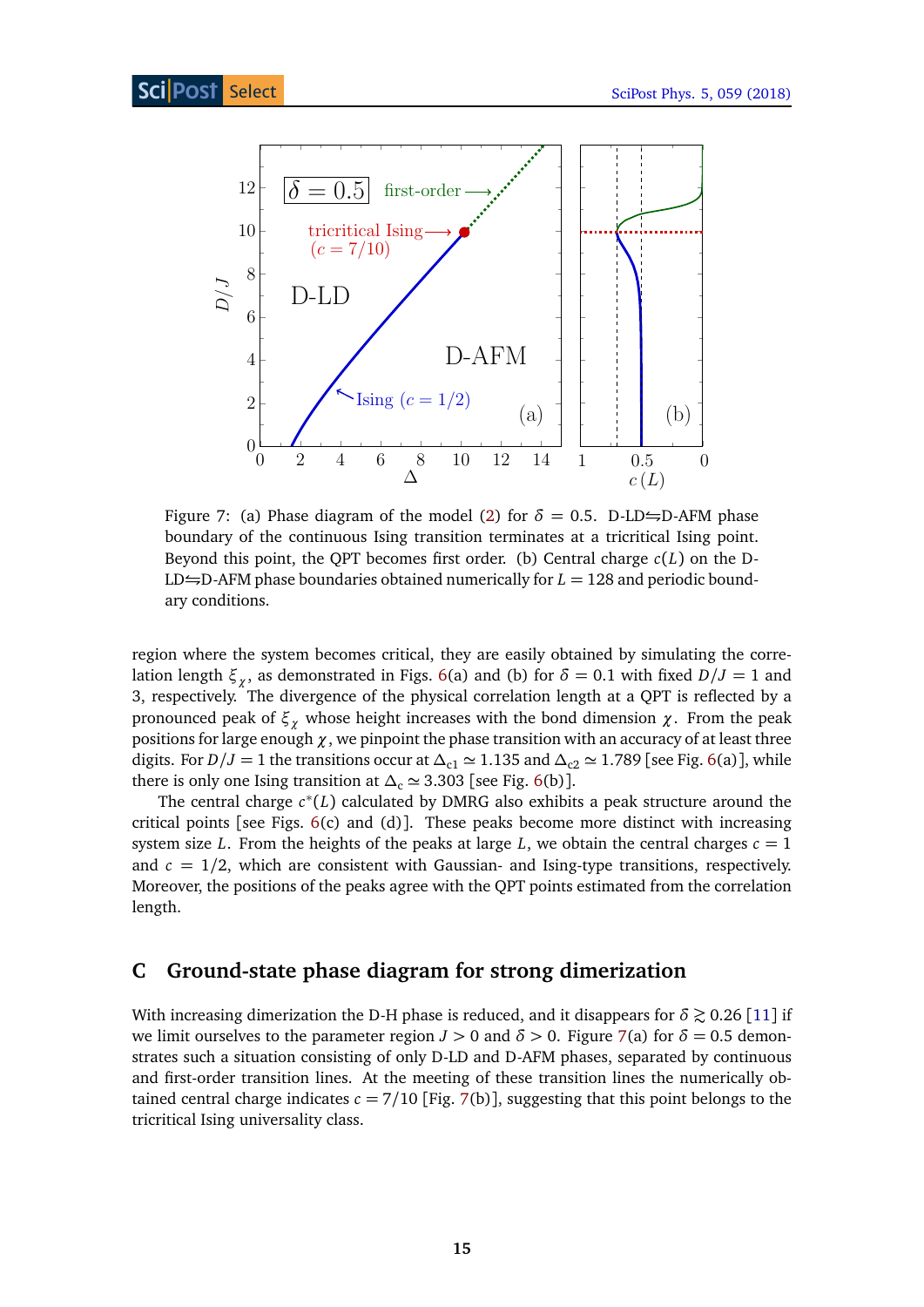$\delta = 0.5$

first-order

tricritical Ising

($c = 7/10$)

D-LD

D-AFM

Ising ($c = 1/2$)

(a)

(b)

$D/J$

12
10
8
6
4
2
0

0 2 4 6 8 10 12 14

$\Delta$

1 0.5 0

$c(L)$

Figure 7: (a) Phase diagram of the model (2) for $\delta = 0.5$. D-LD⇋D-AFM phase boundary of the continuous Ising transition terminates at a tricritical Ising point. Beyond this point, the QPT becomes first order. (b) Central charge $c(L)$ on the D-LD⇋D-AFM phase boundaries obtained numerically for $L = 128$ and periodic boundary conditions.

region where the system becomes critical, they are easily obtained by simulating the correlation length $\xi_\chi$, as demonstrated in Figs. 6(a) and (b) for $\delta = 0.1$ with fixed $D/J = 1$ and 3, respectively. The divergence of the physical correlation length at a QPT is reflected by a pronounced peak of $\xi_\chi$ whose height increases with the bond dimension $\chi$. From the peak positions for large enough $\chi$, we pinpoint the phase transition with an accuracy of at least three digits. For $D/J = 1$ the transitions occur at $\Delta_{c1} \simeq 1.135$ and $\Delta_{c2} \simeq 1.789$ [see Fig. 6(a)], while there is only one Ising transition at $\Delta_c \simeq 3.303$ [see Fig. 6(b)].

The central charge $c^*(L)$ calculated by DMRG also exhibits a peak structure around the critical points [see Figs. 6(c) and (d)]. These peaks become more distinct with increasing system size $L$. From the heights of the peaks at large $L$, we obtain the central charges $c = 1$ and $c = 1/2$, which are consistent with Gaussian- and Ising-type transitions, respectively. Moreover, the positions of the peaks agree with the QPT points estimated from the correlation length.

## C Ground-state phase diagram for strong dimerization

With increasing dimerization the D-H phase is reduced, and it disappears for $\delta \gtrsim 0.26$ [11] if we limit ourselves to the parameter region $J > 0$ and $\delta > 0$. Figure 7(a) for $\delta = 0.5$ demonstrates such a situation consisting of only D-LD and D-AFM phases, separated by continuous and first-order transition lines. At the meeting of these transition lines the numerically obtained central charge indicates $c = 7/10$ [Fig. 7(b)], suggesting that this point belongs to the tricritical Ising universality class.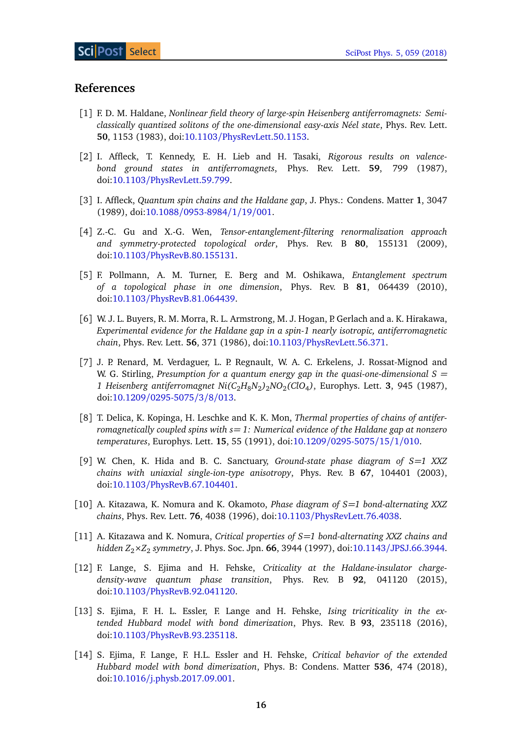## References

[1] F. D. M. Haldane, *Nonlinear field theory of large-spin Heisenberg antiferromagnets: Semi-classically quantized solitons of the one-dimensional easy-axis Néel state*, Phys. Rev. Lett. **50**, 1153 (1983), doi:10.1103/PhysRevLett.50.1153.

[2] I. Affleck, T. Kennedy, E. H. Lieb and H. Tasaki, *Rigorous results on valence-bond ground states in antiferromagnets*, Phys. Rev. Lett. **59**, 799 (1987), doi:10.1103/PhysRevLett.59.799.

[3] I. Affleck, *Quantum spin chains and the Haldane gap*, J. Phys.: Condens. Matter **1**, 3047 (1989), doi:10.1088/0953-8984/1/19/001.

[4] Z.-C. Gu and X.-G. Wen, *Tensor-entanglement-filtering renormalization approach and symmetry-protected topological order*, Phys. Rev. B **80**, 155131 (2009), doi:10.1103/PhysRevB.80.155131.

[5] F. Pollmann, A. M. Turner, E. Berg and M. Oshikawa, *Entanglement spectrum of a topological phase in one dimension*, Phys. Rev. B **81**, 064439 (2010), doi:10.1103/PhysRevB.81.064439.

[6] W. J. L. Buyers, R. M. Morra, R. L. Armstrong, M. J. Hogan, P. Gerlach and a. K. Hirakawa, *Experimental evidence for the Haldane gap in a spin-1 nearly isotropic, antiferromagnetic chain*, Phys. Rev. Lett. **56**, 371 (1986), doi:10.1103/PhysRevLett.56.371.

[7] J. P. Renard, M. Verdaguer, L. P. Regnault, W. A. C. Erkelens, J. Rossat-Mignod and W. G. Stirling, *Presumption for a quantum energy gap in the quasi-one-dimensional $S = 1$ Heisenberg antiferromagnet $Ni(C_2H_8N_2)_2NO_2(ClO_4)$*, Europhys. Lett. **3**, 945 (1987), doi:10.1209/0295-5075/3/8/013.

[8] T. Delica, K. Kopinga, H. Leschke and K. K. Mon, *Thermal properties of chains of antiferromagnetically coupled spins with s= 1: Numerical evidence of the Haldane gap at nonzero temperatures*, Europhys. Lett. **15**, 55 (1991), doi:10.1209/0295-5075/15/1/010.

[9] W. Chen, K. Hida and B. C. Sanctuary, *Ground-state phase diagram of S=1 XXZ chains with uniaxial single-ion-type anisotropy*, Phys. Rev. B **67**, 104401 (2003), doi:10.1103/PhysRevB.67.104401.

[10] A. Kitazawa, K. Nomura and K. Okamoto, *Phase diagram of S=1 bond-alternating XXZ chains*, Phys. Rev. Lett. **76**, 4038 (1996), doi:10.1103/PhysRevLett.76.4038.

[11] A. Kitazawa and K. Nomura, *Critical properties of S=1 bond-alternating XXZ chains and hidden $Z_2 \times Z_2$ symmetry*, J. Phys. Soc. Jpn. **66**, 3944 (1997), doi:10.1143/JPSJ.66.3944.

[12] F. Lange, S. Ejima and H. Fehske, *Criticality at the Haldane-insulator charge-density-wave quantum phase transition*, Phys. Rev. B **92**, 041120 (2015), doi:10.1103/PhysRevB.92.041120.

[13] S. Ejima, F. H. L. Essler, F. Lange and H. Fehske, *Ising tricriticality in the extended Hubbard model with bond dimerization*, Phys. Rev. B **93**, 235118 (2016), doi:10.1103/PhysRevB.93.235118.

[14] S. Ejima, F. Lange, F. H.L. Essler and H. Fehske, *Critical behavior of the extended Hubbard model with bond dimerization*, Phys. B: Condens. Matter **536**, 474 (2018), doi:10.1016/j.physb.2017.09.001.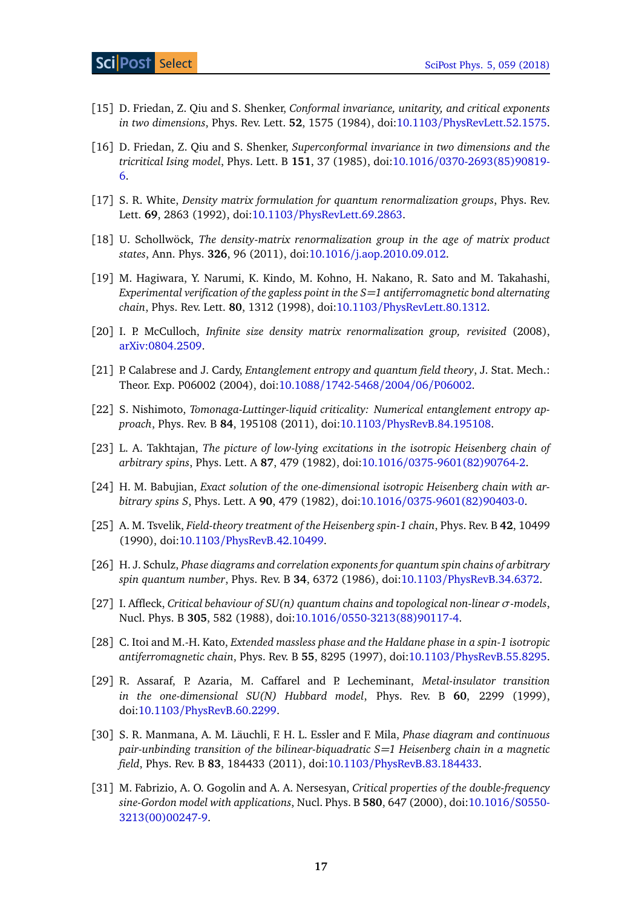[15] D. Friedan, Z. Qiu and S. Shenker, *Conformal invariance, unitarity, and critical exponents in two dimensions*, Phys. Rev. Lett. **52**, 1575 (1984), doi:10.1103/PhysRevLett.52.1575.

[16] D. Friedan, Z. Qiu and S. Shenker, *Superconformal invariance in two dimensions and the tricritical Ising model*, Phys. Lett. B **151**, 37 (1985), doi:10.1016/0370-2693(85)90819-6.

[17] S. R. White, *Density matrix formulation for quantum renormalization groups*, Phys. Rev. Lett. **69**, 2863 (1992), doi:10.1103/PhysRevLett.69.2863.

[18] U. Schollwöck, *The density-matrix renormalization group in the age of matrix product states*, Ann. Phys. **326**, 96 (2011), doi:10.1016/j.aop.2010.09.012.

[19] M. Hagiwara, Y. Narumi, K. Kindo, M. Kohno, H. Nakano, R. Sato and M. Takahashi, *Experimental verification of the gapless point in the $S$=1 antiferromagnetic bond alternating chain*, Phys. Rev. Lett. **80**, 1312 (1998), doi:10.1103/PhysRevLett.80.1312.

[20] I. P. McCulloch, *Infinite size density matrix renormalization group, revisited* (2008), arXiv:0804.2509.

[21] P. Calabrese and J. Cardy, *Entanglement entropy and quantum field theory*, J. Stat. Mech.: Theor. Exp. P06002 (2004), doi:10.1088/1742-5468/2004/06/P06002.

[22] S. Nishimoto, *Tomonaga-Luttinger-liquid criticality: Numerical entanglement entropy approach*, Phys. Rev. B **84**, 195108 (2011), doi:10.1103/PhysRevB.84.195108.

[23] L. A. Takhtajan, *The picture of low-lying excitations in the isotropic Heisenberg chain of arbitrary spins*, Phys. Lett. A **87**, 479 (1982), doi:10.1016/0375-9601(82)90764-2.

[24] H. M. Babujian, *Exact solution of the one-dimensional isotropic Heisenberg chain with arbitrary spins $S$*, Phys. Lett. A **90**, 479 (1982), doi:10.1016/0375-9601(82)90403-0.

[25] A. M. Tsvelik, *Field-theory treatment of the Heisenberg spin-1 chain*, Phys. Rev. B **42**, 10499 (1990), doi:10.1103/PhysRevB.42.10499.

[26] H. J. Schulz, *Phase diagrams and correlation exponents for quantum spin chains of arbitrary spin quantum number*, Phys. Rev. B **34**, 6372 (1986), doi:10.1103/PhysRevB.34.6372.

[27] I. Affleck, *Critical behaviour of SU(n) quantum chains and topological non-linear $\sigma$-models*, Nucl. Phys. B **305**, 582 (1988), doi:10.1016/0550-3213(88)90117-4.

[28] C. Itoi and M.-H. Kato, *Extended massless phase and the Haldane phase in a spin-1 isotropic antiferromagnetic chain*, Phys. Rev. B **55**, 8295 (1997), doi:10.1103/PhysRevB.55.8295.

[29] R. Assaraf, P. Azaria, M. Caffarel and P. Lecheminant, *Metal-insulator transition in the one-dimensional SU(N) Hubbard model*, Phys. Rev. B **60**, 2299 (1999), doi:10.1103/PhysRevB.60.2299.

[30] S. R. Manmana, A. M. Läuchli, F. H. L. Essler and F. Mila, *Phase diagram and continuous pair-unbinding transition of the bilinear-biquadratic $S$=1 Heisenberg chain in a magnetic field*, Phys. Rev. B **83**, 184433 (2011), doi:10.1103/PhysRevB.83.184433.

[31] M. Fabrizio, A. O. Gogolin and A. A. Nersesyan, *Critical properties of the double-frequency sine-Gordon model with applications*, Nucl. Phys. B **580**, 647 (2000), doi:10.1016/S0550-3213(00)00247-9.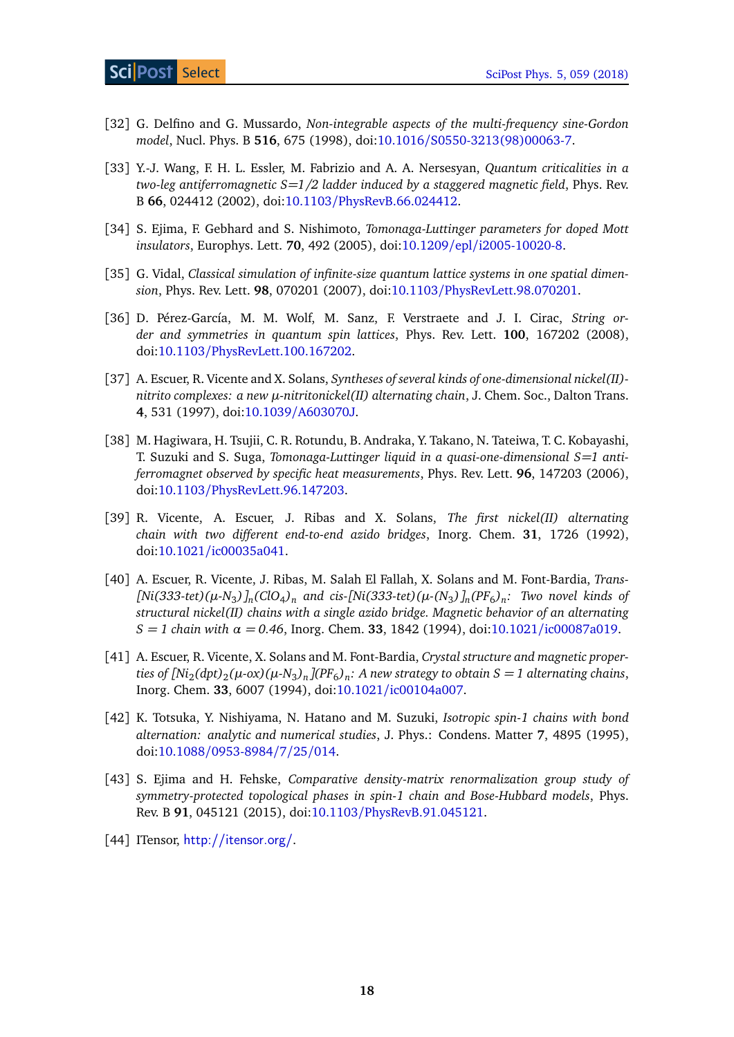[32] G. Delfino and G. Mussardo, *Non-integrable aspects of the multi-frequency sine-Gordon model*, Nucl. Phys. B **516**, 675 (1998), doi:10.1016/S0550-3213(98)00063-7.

[33] Y.-J. Wang, F. H. L. Essler, M. Fabrizio and A. A. Nersesyan, *Quantum criticalities in a two-leg antiferromagnetic S=1/2 ladder induced by a staggered magnetic field*, Phys. Rev. B **66**, 024412 (2002), doi:10.1103/PhysRevB.66.024412.

[34] S. Ejima, F. Gebhard and S. Nishimoto, *Tomonaga-Luttinger parameters for doped Mott insulators*, Europhys. Lett. **70**, 492 (2005), doi:10.1209/epl/i2005-10020-8.

[35] G. Vidal, *Classical simulation of infinite-size quantum lattice systems in one spatial dimension*, Phys. Rev. Lett. **98**, 070201 (2007), doi:10.1103/PhysRevLett.98.070201.

[36] D. Pérez-García, M. M. Wolf, M. Sanz, F. Verstraete and J. I. Cirac, *String order and symmetries in quantum spin lattices*, Phys. Rev. Lett. **100**, 167202 (2008), doi:10.1103/PhysRevLett.100.167202.

[37] A. Escuer, R. Vicente and X. Solans, *Syntheses of several kinds of one-dimensional nickel(II)-nitrito complexes: a new μ-nitritonickel(II) alternating chain*, J. Chem. Soc., Dalton Trans. **4**, 531 (1997), doi:10.1039/A603070J.

[38] M. Hagiwara, H. Tsujii, C. R. Rotundu, B. Andraka, Y. Takano, N. Tateiwa, T. C. Kobayashi, T. Suzuki and S. Suga, *Tomonaga-Luttinger liquid in a quasi-one-dimensional S=1 antiferromagnet observed by specific heat measurements*, Phys. Rev. Lett. **96**, 147203 (2006), doi:10.1103/PhysRevLett.96.147203.

[39] R. Vicente, A. Escuer, J. Ribas and X. Solans, *The first nickel(II) alternating chain with two different end-to-end azido bridges*, Inorg. Chem. **31**, 1726 (1992), doi:10.1021/ic00035a041.

[40] A. Escuer, R. Vicente, J. Ribas, M. Salah El Fallah, X. Solans and M. Font-Bardia, *Trans-[Ni(333-tet)(μ-$N_3$)]$_n$($ClO_4$)$_n$ and cis-[Ni(333-tet)(μ-($N_3$)]$_n$($PF_6$)$_n$: Two novel kinds of structural nickel(II) chains with a single azido bridge. Magnetic behavior of an alternating $S = 1$ chain with $\alpha = 0.46$*, Inorg. Chem. **33**, 1842 (1994), doi:10.1021/ic00087a019.

[41] A. Escuer, R. Vicente, X. Solans and M. Font-Bardia, *Crystal structure and magnetic properties of [$Ni_2$(dpt)$_2$(μ-ox)(μ-$N_3$)$_n$]($PF_6$)$_n$: A new strategy to obtain $S = 1$ alternating chains*, Inorg. Chem. **33**, 6007 (1994), doi:10.1021/ic00104a007.

[42] K. Totsuka, Y. Nishiyama, N. Hatano and M. Suzuki, *Isotropic spin-1 chains with bond alternation: analytic and numerical studies*, J. Phys.: Condens. Matter **7**, 4895 (1995), doi:10.1088/0953-8984/7/25/014.

[43] S. Ejima and H. Fehske, *Comparative density-matrix renormalization group study of symmetry-protected topological phases in spin-1 chain and Bose-Hubbard models*, Phys. Rev. B **91**, 045121 (2015), doi:10.1103/PhysRevB.91.045121.

[44] ITensor, http://itensor.org/.